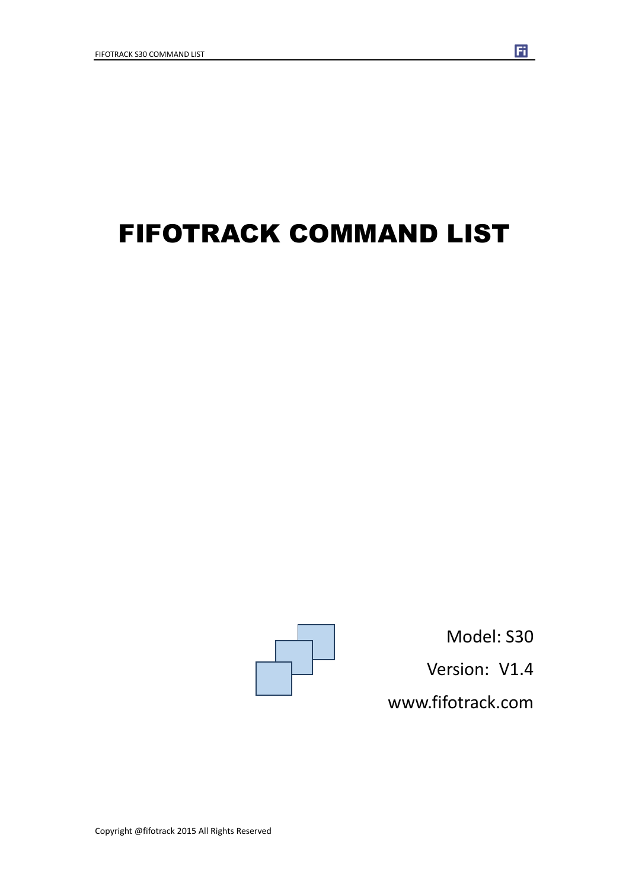# FIFOTRACK COMMAND LIST

Model: S30

Version: V1.4

www.fifotrack.com

Copyright @fifotrack 2015 All Rights Reserved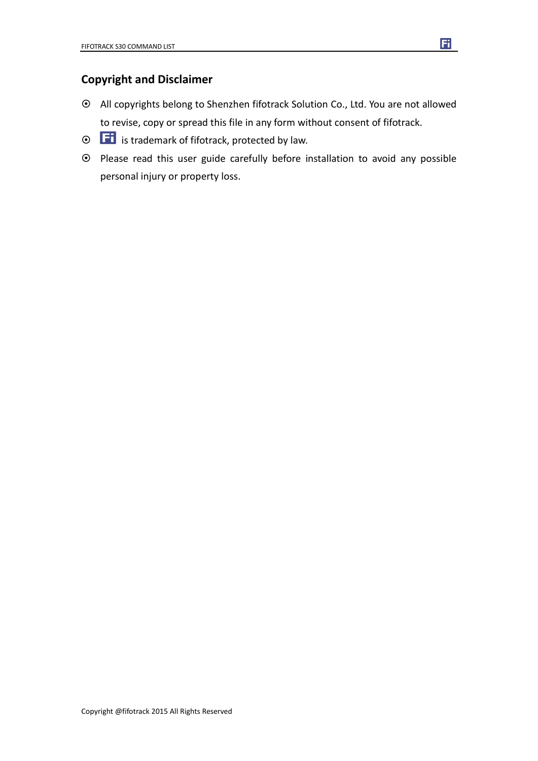## Copyright and Disclaimer

- All copyrights belong to Shenzhen fifotrack Solution Co., Ltd. You are not allowed to revise, copy or spread this file in any form without consent of fifotrack.
- Fi is trademark of fifotrack, protected by law.
- Please read this user guide carefully before installation to avoid any possible personal injury or property loss.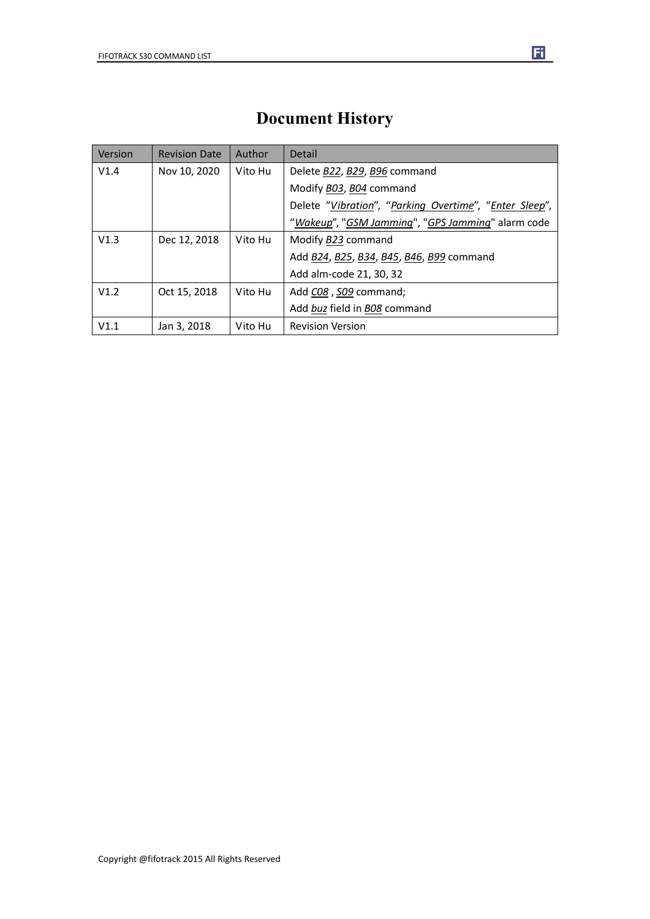# Document History

| Version | Revision Date | Author | Detail |
|---|---|---|---|
| V1.4 | Nov 10, 2020 | Vito Hu | Delete *B22*, *B29*, *B96* command<br>Modify *B03*, *B04* command<br>Delete "*Vibration*", "*Parking Overtime*", "*Enter Sleep*", "*Wakeup*", "*GSM Jamming*", "*GPS Jamming*" alarm code |
| V1.3 | Dec 12, 2018 | Vito Hu | Modify *B23* command<br>Add *B24*, *B25*, *B34*, *B45*, *B46*, *B99* command<br>Add alm-code 21, 30, 32 |
| V1.2 | Oct 15, 2018 | Vito Hu | Add *C08* , *S09* command;<br>Add *buz* field in *B08* command |
| V1.1 | Jan 3, 2018 | Vito Hu | Revision Version |

Copyright @fifotrack 2015 All Rights Reserved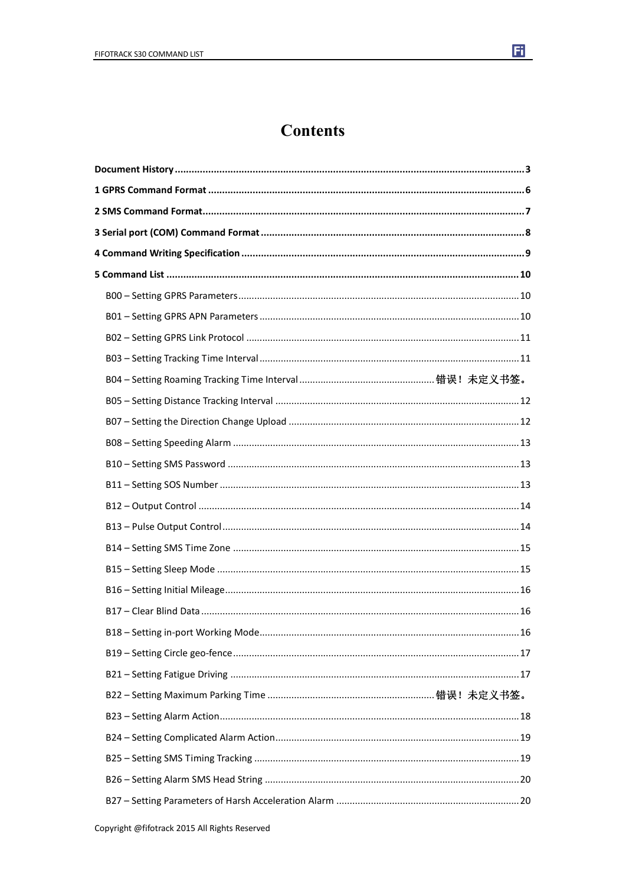# Contents

**Document History** ........................................................................................................................ **3**

**1 GPRS Command Format** ................................................................................................................ **6**

**2 SMS Command Format** .................................................................................................................. **7**

**3 Serial port (COM) Command Format** ............................................................................................. **8**

**4 Command Writing Specification** ................................................................................................... **9**

**5 Command List** .............................................................................................................................. **10**

- B00 – Setting GPRS Parameters ........................................................................................ 10
- B01 – Setting GPRS APN Parameters ................................................................................ 10
- B02 – Setting GPRS Link Protocol ..................................................................................... 11
- B03 – Setting Tracking Time Interval ................................................................................ 11
- B04 – Setting Roaming Tracking Time Interval ................................................. 错误！未定义书签。
- B05 – Setting Distance Tracking Interval .......................................................................... 12
- B07 – Setting the Direction Change Upload ..................................................................... 12
- B08 – Setting Speeding Alarm .......................................................................................... 13
- B10 – Setting SMS Password ............................................................................................ 13
- B11 – Setting SOS Number ............................................................................................... 13
- B12 – Output Control ....................................................................................................... 14
- B13 – Pulse Output Control .............................................................................................. 14
- B14 – Setting SMS Time Zone .......................................................................................... 15
- B15 – Setting Sleep Mode ................................................................................................ 15
- B16 – Setting Initial Mileage ............................................................................................. 16
- B17 – Clear Blind Data ...................................................................................................... 16
- B18 – Setting in-port Working Mode ................................................................................ 16
- B19 – Setting Circle geo-fence .......................................................................................... 17
- B21 – Setting Fatigue Driving ........................................................................................... 17
- B22 – Setting Maximum Parking Time ............................................................. 错误！未定义书签。
- B23 – Setting Alarm Action ............................................................................................... 18
- B24 – Setting Complicated Alarm Action .......................................................................... 19
- B25 – Setting SMS Timing Tracking .................................................................................. 19
- B26 – Setting Alarm SMS Head String .............................................................................. 20
- B27 – Setting Parameters of Harsh Acceleration Alarm ................................................... 20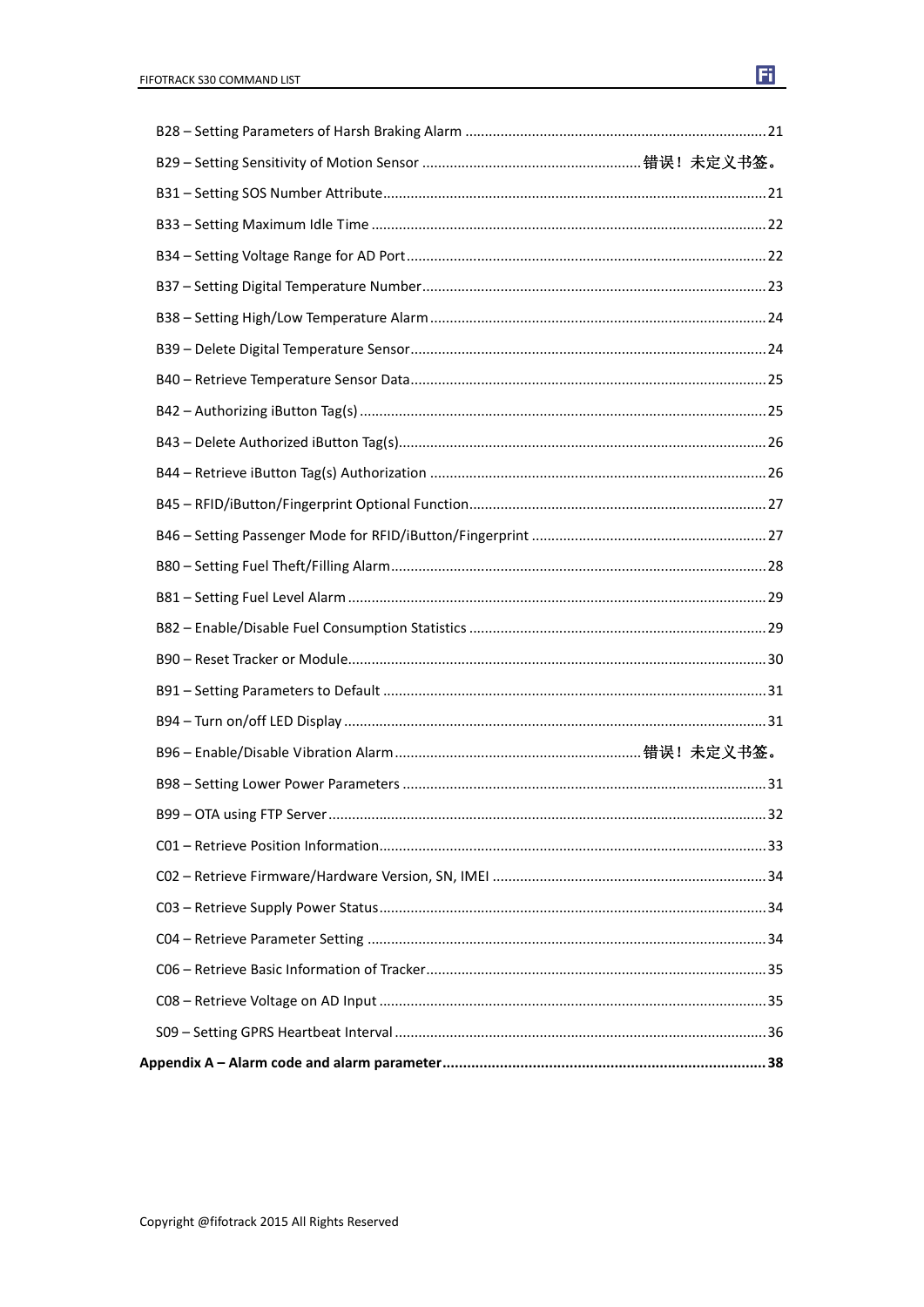B28 – Setting Parameters of Harsh Braking Alarm ........................................................................ 21

B29 – Setting Sensitivity of Motion Sensor ........................................................ 错误！未定义书签。

B31 – Setting SOS Number Attribute ................................................................................................ 21

B33 – Setting Maximum Idle Time ..................................................................................................... 22

B34 – Setting Voltage Range for AD Port ........................................................................................... 22

B37 – Setting Digital Temperature Number ....................................................................................... 23

B38 – Setting High/Low Temperature Alarm ...................................................................................... 24

B39 – Delete Digital Temperature Sensor .......................................................................................... 24

B40 – Retrieve Temperature Sensor Data .......................................................................................... 25

B42 – Authorizing iButton Tag(s) ........................................................................................................ 25

B43 – Delete Authorized iButton Tag(s) ............................................................................................. 26

B44 – Retrieve iButton Tag(s) Authorization ...................................................................................... 26

B45 – RFID/iButton/Fingerprint Optional Function ............................................................................ 27

B46 – Setting Passenger Mode for RFID/iButton/Fingerprint ............................................................ 27

B80 – Setting Fuel Theft/Filling Alarm ................................................................................................ 28

B81 – Setting Fuel Level Alarm .......................................................................................................... 29

B82 – Enable/Disable Fuel Consumption Statistics ............................................................................ 29

B90 – Reset Tracker or Module .......................................................................................................... 30

B91 – Setting Parameters to Default .................................................................................................. 31

B94 – Turn on/off LED Display ........................................................................................................... 31

B96 – Enable/Disable Vibration Alarm .............................................................. 错误！未定义书签。

B98 – Setting Lower Power Parameters ............................................................................................. 31

B99 – OTA using FTP Server ............................................................................................................... 32

C01 – Retrieve Position Information .................................................................................................. 33

C02 – Retrieve Firmware/Hardware Version, SN, IMEI ...................................................................... 34

C03 – Retrieve Supply Power Status .................................................................................................. 34

C04 – Retrieve Parameter Setting ..................................................................................................... 34

C06 – Retrieve Basic Information of Tracker ...................................................................................... 35

C08 – Retrieve Voltage on AD Input .................................................................................................. 35

S09 – Setting GPRS Heartbeat Interval .............................................................................................. 36

**Appendix A – Alarm code and alarm parameter ............................................................................ 38**

Copyright @fifotrack 2015 All Rights Reserved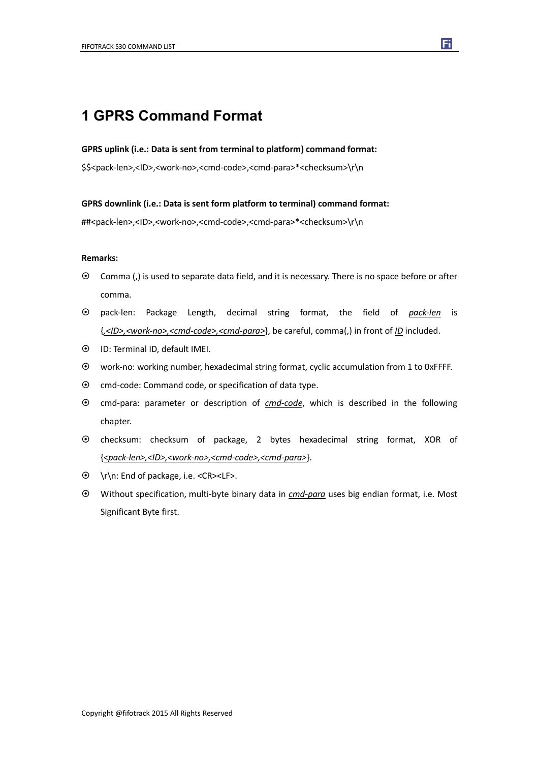# 1 GPRS Command Format

**GPRS uplink (i.e.: Data is sent from terminal to platform) command format:**

$$<pack-len>,<ID>,<work-no>,<cmd-code>,<cmd-para>*<checksum>\r\n

**GPRS downlink (i.e.: Data is sent form platform to terminal) command format:**

##<pack-len>,<ID>,<work-no>,<cmd-code>,<cmd-para>*<checksum>\r\n

**Remarks:**

- Comma (,) is used to separate data field, and it is necessary. There is no space before or after comma.
- pack-len: Package Length, decimal string format, the field of *pack-len* is {*,<ID>,<work-no>,<cmd-code>,<cmd-para>*}, be careful, comma(,) in front of *ID* included.
- ID: Terminal ID, default IMEI.
- work-no: working number, hexadecimal string format, cyclic accumulation from 1 to 0xFFFF.
- cmd-code: Command code, or specification of data type.
- cmd-para: parameter or description of *cmd-code*, which is described in the following chapter.
- checksum: checksum of package, 2 bytes hexadecimal string format, XOR of {*<pack-len>,<ID>,<work-no>,<cmd-code>,<cmd-para>*}.
- \r\n: End of package, i.e. <CR><LF>.
- Without specification, multi-byte binary data in *cmd-para* uses big endian format, i.e. Most Significant Byte first.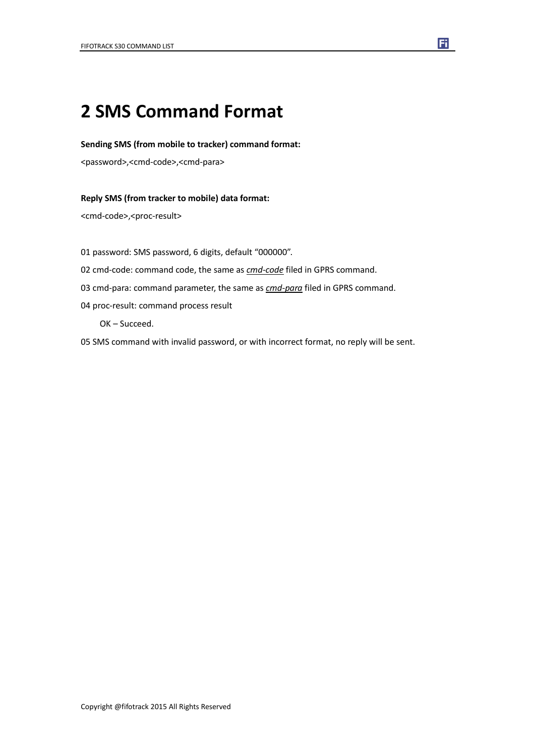# 2 SMS Command Format

**Sending SMS (from mobile to tracker) command format:**

<password>,<cmd-code>,<cmd-para>

**Reply SMS (from tracker to mobile) data format:**

<cmd-code>,<proc-result>

01 password: SMS password, 6 digits, default "000000".

02 cmd-code: command code, the same as ***cmd-code*** filed in GPRS command.

03 cmd-para: command parameter, the same as ***cmd-para*** filed in GPRS command.

04 proc-result: command process result

OK – Succeed.

05 SMS command with invalid password, or with incorrect format, no reply will be sent.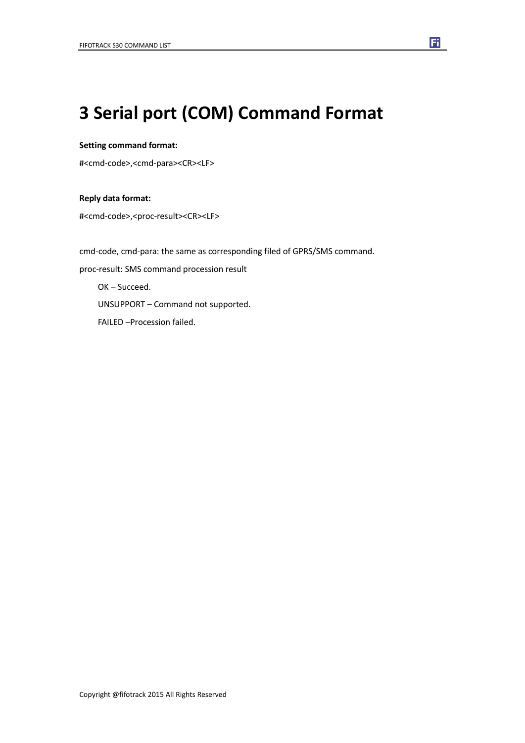# 3 Serial port (COM) Command Format

**Setting command format:**

#<cmd-code>,<cmd-para><CR><LF>

**Reply data format:**

#<cmd-code>,<proc-result><CR><LF>

cmd-code, cmd-para: the same as corresponding filed of GPRS/SMS command.

proc-result: SMS command procession result

OK – Succeed.

UNSUPPORT – Command not supported.

FAILED –Procession failed.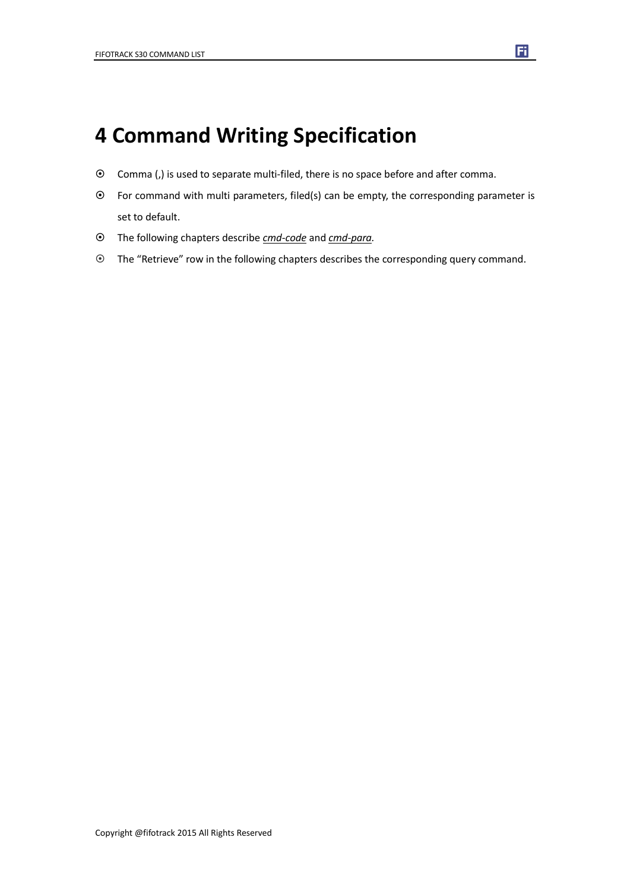# 4 Command Writing Specification

- Comma (,) is used to separate multi-filed, there is no space before and after comma.
- For command with multi parameters, filed(s) can be empty, the corresponding parameter is set to default.
- The following chapters describe ***cmd-code*** and ***cmd-para***.
- The "Retrieve" row in the following chapters describes the corresponding query command.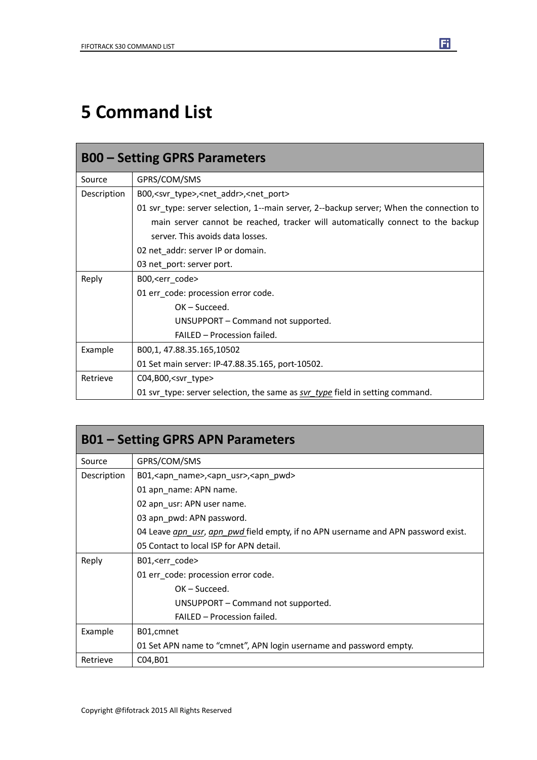# 5 Command List

| B00 – Setting GPRS Parameters | |
|---|---|
| Source | GPRS/COM/SMS |
| Description | B00,<svr_type>,<net_addr>,<net_port><br>01 svr_type: server selection, 1--main server, 2--backup server; When the connection to main server cannot be reached, tracker will automatically connect to the backup server. This avoids data losses.<br>02 net_addr: server IP or domain.<br>03 net_port: server port. |
| Reply | B00,<err_code><br>01 err_code: procession error code.<br>OK – Succeed.<br>UNSUPPORT – Command not supported.<br>FAILED – Procession failed. |
| Example | B00,1, 47.88.35.165,10502<br>01 Set main server: IP-47.88.35.165, port-10502. |
| Retrieve | C04,B00,<svr_type><br>01 svr_type: server selection, the same as *svr_type* field in setting command. |

| B01 – Setting GPRS APN Parameters | |
|---|---|
| Source | GPRS/COM/SMS |
| Description | B01,<apn_name>,<apn_usr>,<apn_pwd><br>01 apn_name: APN name.<br>02 apn_usr: APN user name.<br>03 apn_pwd: APN password.<br>04 Leave *apn_usr*, *apn_pwd* field empty, if no APN username and APN password exist.<br>05 Contact to local ISP for APN detail. |
| Reply | B01,<err_code><br>01 err_code: procession error code.<br>OK – Succeed.<br>UNSUPPORT – Command not supported.<br>FAILED – Procession failed. |
| Example | B01,cmnet<br>01 Set APN name to "cmnet", APN login username and password empty. |
| Retrieve | C04,B01 |

Copyright @fifotrack 2015 All Rights Reserved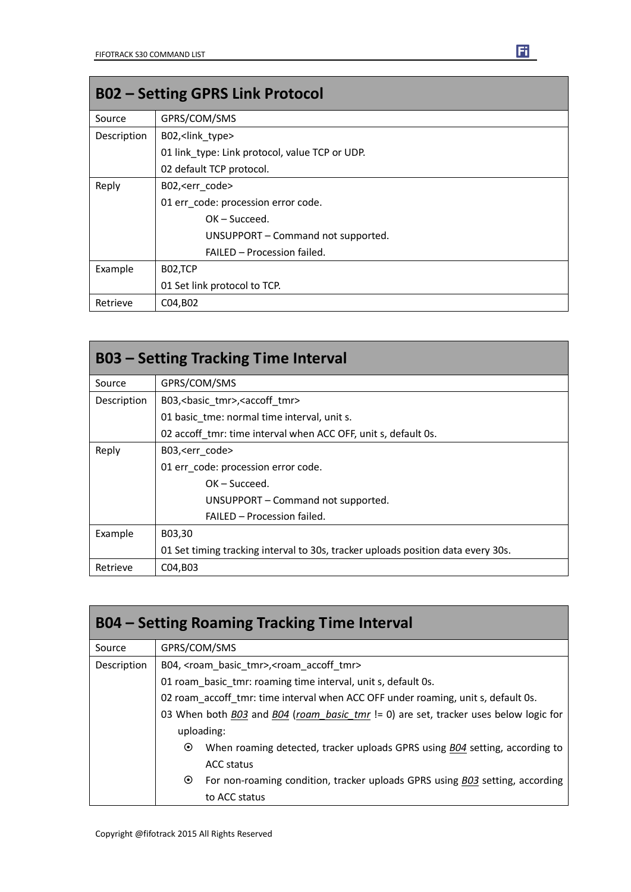## B02 – Setting GPRS Link Protocol

| | |
|---|---|
| Source | GPRS/COM/SMS |
| Description | B02,<link_type><br>01 link_type: Link protocol, value TCP or UDP.<br>02 default TCP protocol. |
| Reply | B02,<err_code><br>01 err_code: procession error code.<br>OK – Succeed.<br>UNSUPPORT – Command not supported.<br>FAILED – Procession failed. |
| Example | B02,TCP<br>01 Set link protocol to TCP. |
| Retrieve | C04,B02 |

## B03 – Setting Tracking Time Interval

| | |
|---|---|
| Source | GPRS/COM/SMS |
| Description | B03,<basic_tmr>,<accoff_tmr><br>01 basic_tme: normal time interval, unit s.<br>02 accoff_tmr: time interval when ACC OFF, unit s, default 0s. |
| Reply | B03,<err_code><br>01 err_code: procession error code.<br>OK – Succeed.<br>UNSUPPORT – Command not supported.<br>FAILED – Procession failed. |
| Example | B03,30<br>01 Set timing tracking interval to 30s, tracker uploads position data every 30s. |
| Retrieve | C04,B03 |

## B04 – Setting Roaming Tracking Time Interval

| | |
|---|---|
| Source | GPRS/COM/SMS |
| Description | B04, <roam_basic_tmr>,<roam_accoff_tmr><br>01 roam_basic_tmr: roaming time interval, unit s, default 0s.<br>02 roam_accoff_tmr: time interval when ACC OFF under roaming, unit s, default 0s.<br>03 When both *B03* and *B04* (*roam_basic_tmr* != 0) are set, tracker uses below logic for uploading:<br>⊙ When roaming detected, tracker uploads GPRS using *B04* setting, according to ACC status<br>⊙ For non-roaming condition, tracker uploads GPRS using *B03* setting, according to ACC status |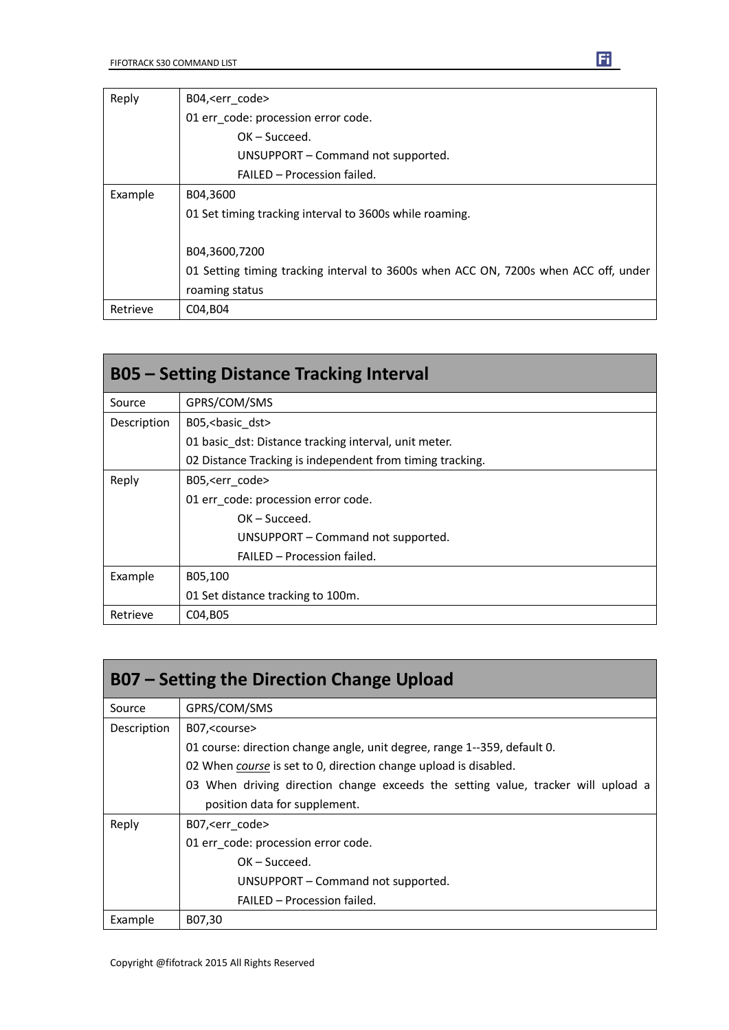| | |
|---|---|
| Reply | B04,<err_code><br>01 err_code: procession error code.<br>OK – Succeed.<br>UNSUPPORT – Command not supported.<br>FAILED – Procession failed. |
| Example | B04,3600<br>01 Set timing tracking interval to 3600s while roaming.<br><br>B04,3600,7200<br>01 Setting timing tracking interval to 3600s when ACC ON, 7200s when ACC off, under roaming status |
| Retrieve | C04,B04 |

## B05 – Setting Distance Tracking Interval

| | |
|---|---|
| Source | GPRS/COM/SMS |
| Description | B05,<basic_dst><br>01 basic_dst: Distance tracking interval, unit meter.<br>02 Distance Tracking is independent from timing tracking. |
| Reply | B05,<err_code><br>01 err_code: procession error code.<br>OK – Succeed.<br>UNSUPPORT – Command not supported.<br>FAILED – Procession failed. |
| Example | B05,100<br>01 Set distance tracking to 100m. |
| Retrieve | C04,B05 |

## B07 – Setting the Direction Change Upload

| | |
|---|---|
| Source | GPRS/COM/SMS |
| Description | B07,<course><br>01 course: direction change angle, unit degree, range 1--359, default 0.<br>02 When *course* is set to 0, direction change upload is disabled.<br>03 When driving direction change exceeds the setting value, tracker will upload a position data for supplement. |
| Reply | B07,<err_code><br>01 err_code: procession error code.<br>OK – Succeed.<br>UNSUPPORT – Command not supported.<br>FAILED – Procession failed. |
| Example | B07,30 |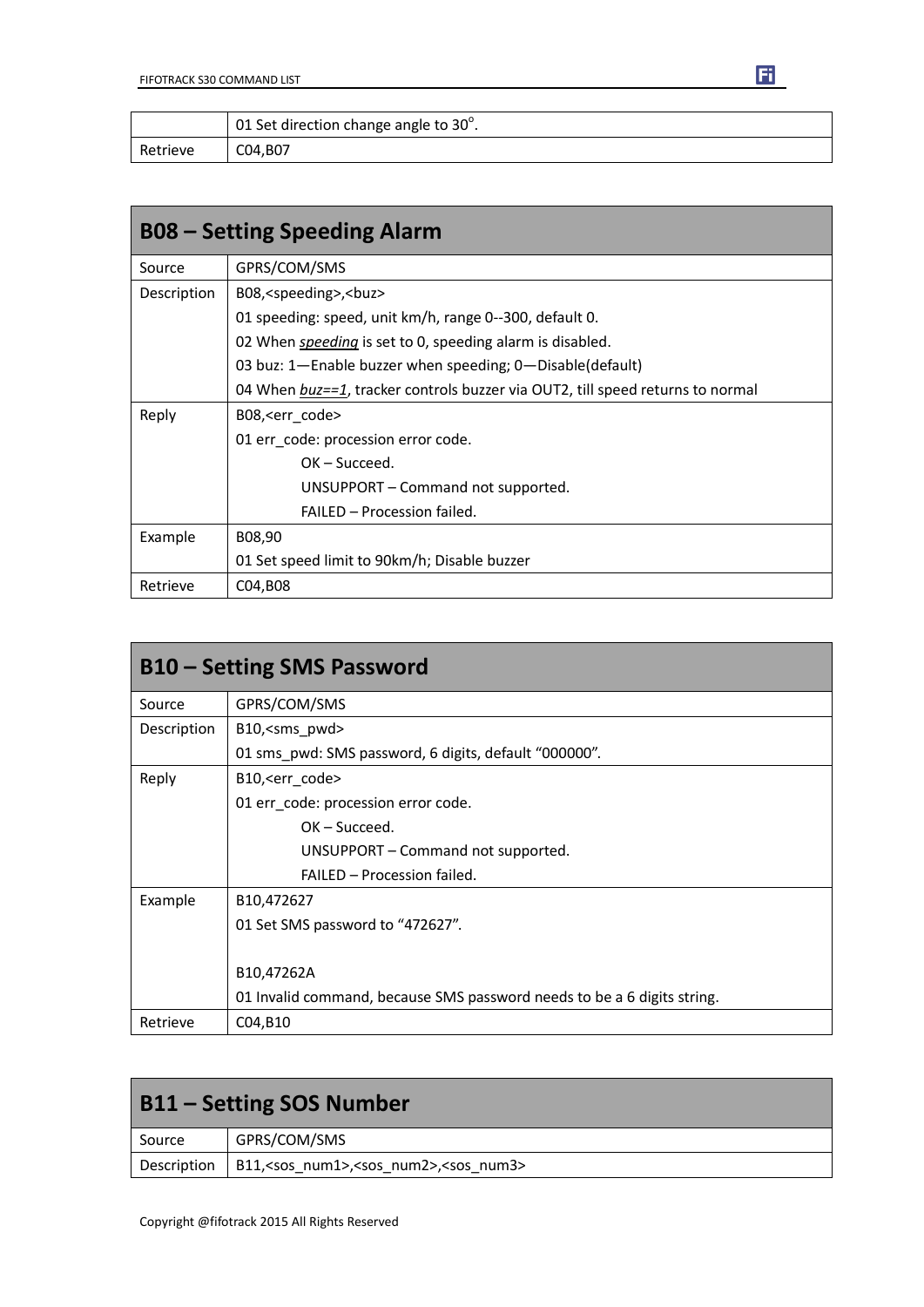| | |
|---|---|
| | 01 Set direction change angle to 30°. |
| Retrieve | C04,B07 |

## B08 – Setting Speeding Alarm

| | |
|---|---|
| Source | GPRS/COM/SMS |
| Description | B08,<speeding>,<buz><br>01 speeding: speed, unit km/h, range 0--300, default 0.<br>02 When *speeding* is set to 0, speeding alarm is disabled.<br>03 buz: 1—Enable buzzer when speeding; 0—Disable(default)<br>04 When *buz==1*, tracker controls buzzer via OUT2, till speed returns to normal |
| Reply | B08,<err_code><br>01 err_code: procession error code.<br>OK – Succeed.<br>UNSUPPORT – Command not supported.<br>FAILED – Procession failed. |
| Example | B08,90<br>01 Set speed limit to 90km/h; Disable buzzer |
| Retrieve | C04,B08 |

## B10 – Setting SMS Password

| | |
|---|---|
| Source | GPRS/COM/SMS |
| Description | B10,<sms_pwd><br>01 sms_pwd: SMS password, 6 digits, default "000000". |
| Reply | B10,<err_code><br>01 err_code: procession error code.<br>OK – Succeed.<br>UNSUPPORT – Command not supported.<br>FAILED – Procession failed. |
| Example | B10,472627<br>01 Set SMS password to "472627".<br><br>B10,47262A<br>01 Invalid command, because SMS password needs to be a 6 digits string. |
| Retrieve | C04,B10 |

## B11 – Setting SOS Number

| | |
|---|---|
| Source | GPRS/COM/SMS |
| Description | B11,<sos_num1>,<sos_num2>,<sos_num3> |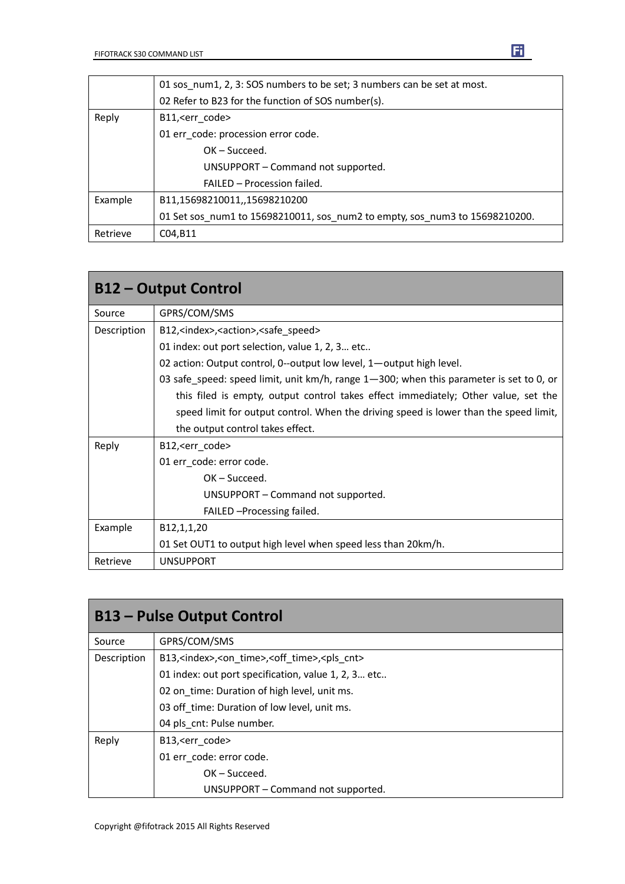| | |
|---|---|
| | 01 sos_num1, 2, 3: SOS numbers to be set; 3 numbers can be set at most.<br>02 Refer to B23 for the function of SOS number(s). |
| Reply | B11,<err_code><br>01 err_code: procession error code.<br>OK – Succeed.<br>UNSUPPORT – Command not supported.<br>FAILED – Procession failed. |
| Example | B11,15698210011,,15698210200<br>01 Set sos_num1 to 15698210011, sos_num2 to empty, sos_num3 to 15698210200. |
| Retrieve | C04,B11 |

## B12 – Output Control

| | |
|---|---|
| Source | GPRS/COM/SMS |
| Description | B12,<index>,<action>,<safe_speed><br>01 index: out port selection, value 1, 2, 3… etc..<br>02 action: Output control, 0--output low level, 1—output high level.<br>03 safe_speed: speed limit, unit km/h, range 1—300; when this parameter is set to 0, or this filed is empty, output control takes effect immediately; Other value, set the speed limit for output control. When the driving speed is lower than the speed limit, the output control takes effect. |
| Reply | B12,<err_code><br>01 err_code: error code.<br>OK – Succeed.<br>UNSUPPORT – Command not supported.<br>FAILED –Processing failed. |
| Example | B12,1,1,20<br>01 Set OUT1 to output high level when speed less than 20km/h. |
| Retrieve | UNSUPPORT |

## B13 – Pulse Output Control

| | |
|---|---|
| Source | GPRS/COM/SMS |
| Description | B13,<index>,<on_time>,<off_time>,<pls_cnt><br>01 index: out port specification, value 1, 2, 3… etc..<br>02 on_time: Duration of high level, unit ms.<br>03 off_time: Duration of low level, unit ms.<br>04 pls_cnt: Pulse number. |
| Reply | B13,<err_code><br>01 err_code: error code.<br>OK – Succeed.<br>UNSUPPORT – Command not supported. |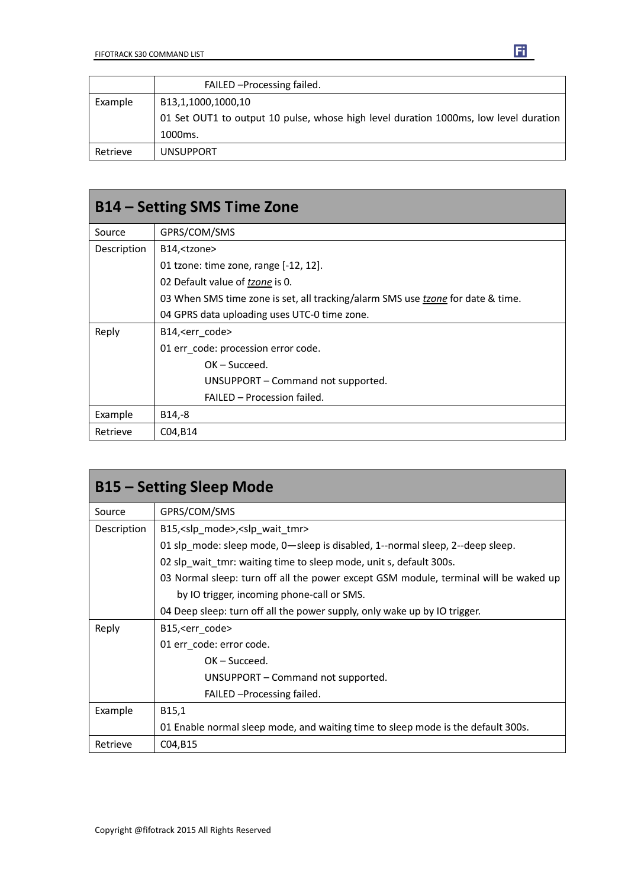| | |
|---|---|
| | FAILED –Processing failed. |
| Example | B13,1,1000,1000,10<br>01 Set OUT1 to output 10 pulse, whose high level duration 1000ms, low level duration 1000ms. |
| Retrieve | UNSUPPORT |

## B14 – Setting SMS Time Zone

| | |
|---|---|
| Source | GPRS/COM/SMS |
| Description | B14,<tzone><br>01 tzone: time zone, range [-12, 12].<br>02 Default value of *tzone* is 0.<br>03 When SMS time zone is set, all tracking/alarm SMS use *tzone* for date & time.<br>04 GPRS data uploading uses UTC-0 time zone. |
| Reply | B14,<err_code><br>01 err_code: procession error code.<br>OK – Succeed.<br>UNSUPPORT – Command not supported.<br>FAILED – Procession failed. |
| Example | B14,-8 |
| Retrieve | C04,B14 |

## B15 – Setting Sleep Mode

| | |
|---|---|
| Source | GPRS/COM/SMS |
| Description | B15,<slp_mode>,<slp_wait_tmr><br>01 slp_mode: sleep mode, 0—sleep is disabled, 1--normal sleep, 2--deep sleep.<br>02 slp_wait_tmr: waiting time to sleep mode, unit s, default 300s.<br>03 Normal sleep: turn off all the power except GSM module, terminal will be waked up by IO trigger, incoming phone-call or SMS.<br>04 Deep sleep: turn off all the power supply, only wake up by IO trigger. |
| Reply | B15,<err_code><br>01 err_code: error code.<br>OK – Succeed.<br>UNSUPPORT – Command not supported.<br>FAILED –Processing failed. |
| Example | B15,1<br>01 Enable normal sleep mode, and waiting time to sleep mode is the default 300s. |
| Retrieve | C04,B15 |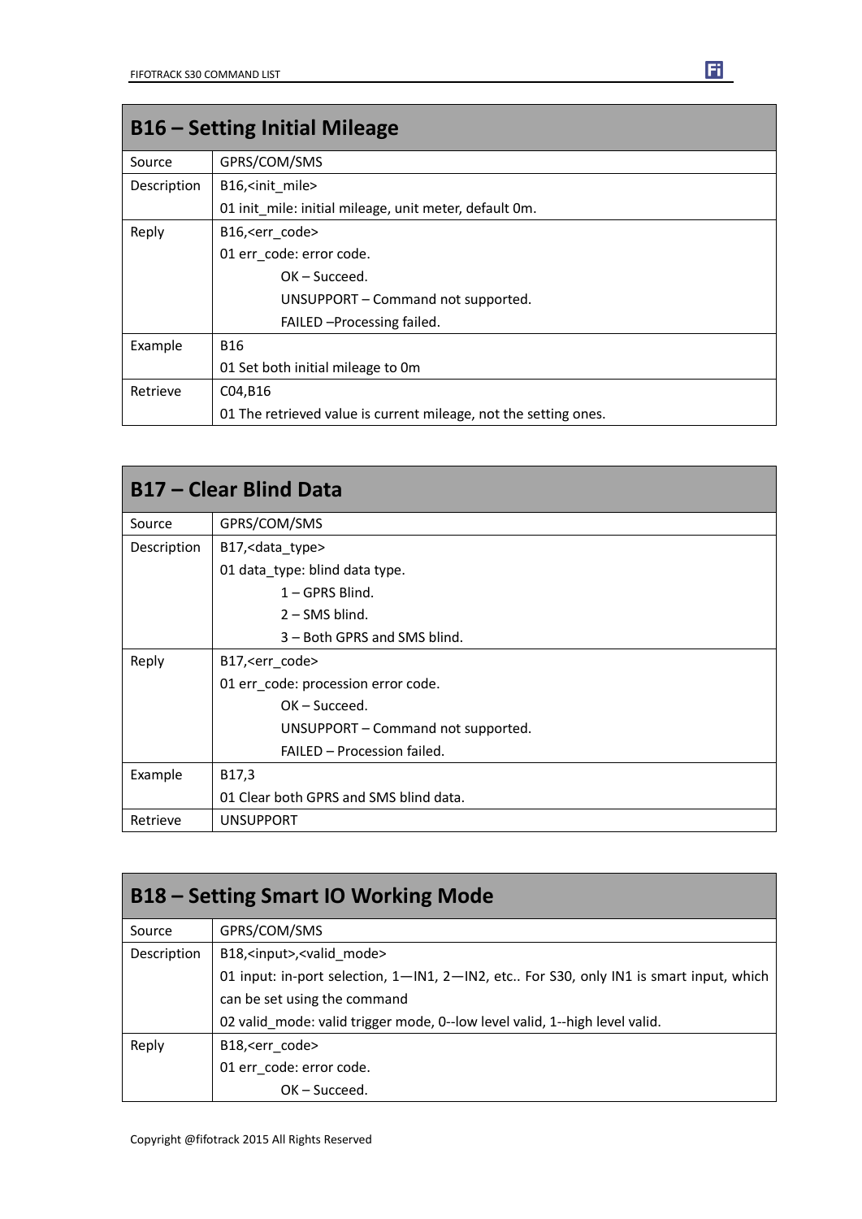## B16 – Setting Initial Mileage

| | |
|---|---|
| Source | GPRS/COM/SMS |
| Description | B16,<init_mile><br>01 init_mile: initial mileage, unit meter, default 0m. |
| Reply | B16,<err_code><br>01 err_code: error code.<br>OK – Succeed.<br>UNSUPPORT – Command not supported.<br>FAILED –Processing failed. |
| Example | B16<br>01 Set both initial mileage to 0m |
| Retrieve | C04,B16<br>01 The retrieved value is current mileage, not the setting ones. |

## B17 – Clear Blind Data

| | |
|---|---|
| Source | GPRS/COM/SMS |
| Description | B17,<data_type><br>01 data_type: blind data type.<br>1 – GPRS Blind.<br>2 – SMS blind.<br>3 – Both GPRS and SMS blind. |
| Reply | B17,<err_code><br>01 err_code: procession error code.<br>OK – Succeed.<br>UNSUPPORT – Command not supported.<br>FAILED – Procession failed. |
| Example | B17,3<br>01 Clear both GPRS and SMS blind data. |
| Retrieve | UNSUPPORT |

## B18 – Setting Smart IO Working Mode

| | |
|---|---|
| Source | GPRS/COM/SMS |
| Description | B18,<input>,<valid_mode><br>01 input: in-port selection, 1—IN1, 2—IN2, etc.. For S30, only IN1 is smart input, which can be set using the command<br>02 valid_mode: valid trigger mode, 0--low level valid, 1--high level valid. |
| Reply | B18,<err_code><br>01 err_code: error code.<br>OK – Succeed. |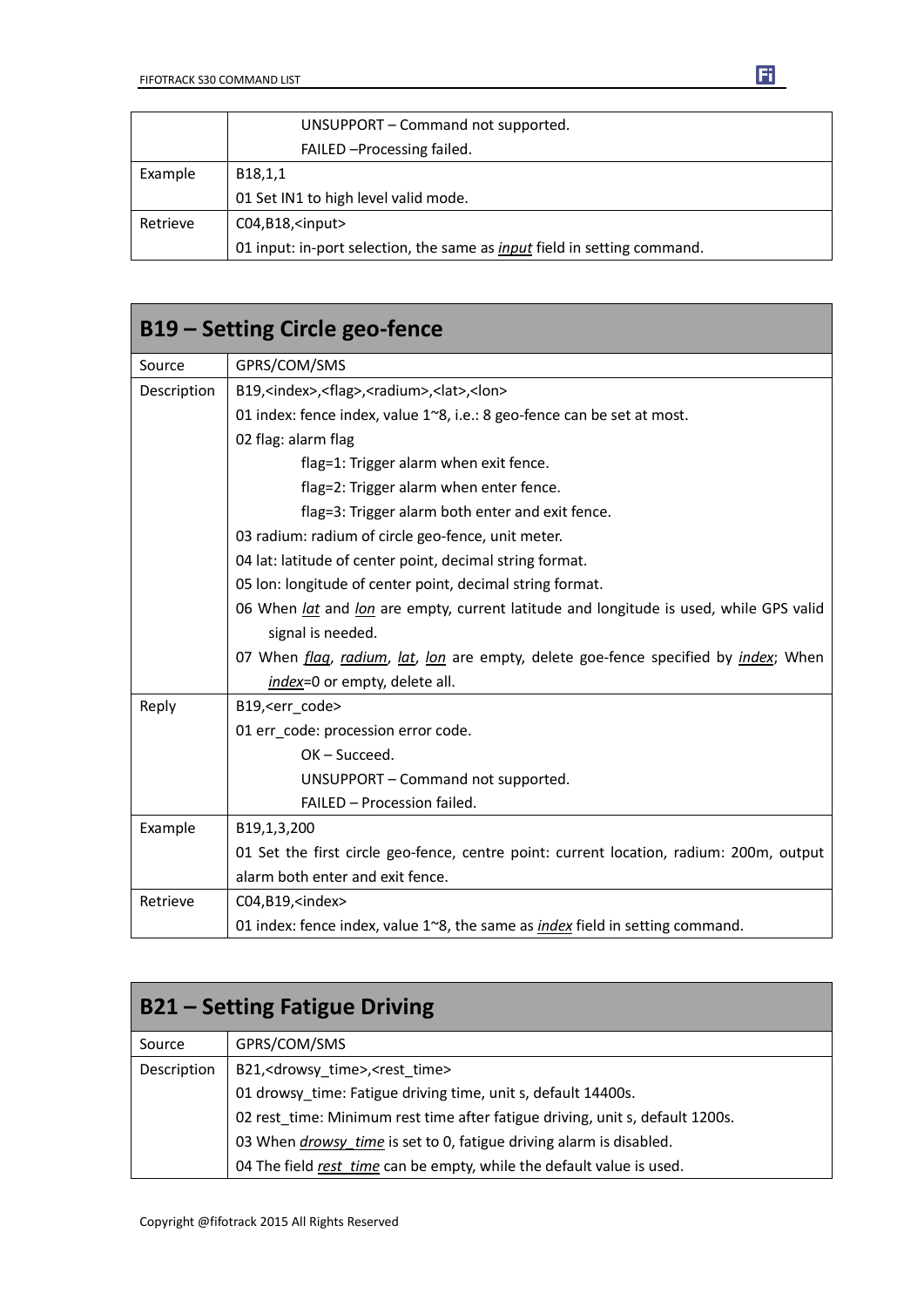| | |
|---|---|
| | UNSUPPORT – Command not supported. |
| | FAILED –Processing failed. |
| Example | B18,1,1 |
| | 01 Set IN1 to high level valid mode. |
| Retrieve | C04,B18,<input> |
| | 01 input: in-port selection, the same as *input* field in setting command. |

## B19 – Setting Circle geo-fence

| | |
|---|---|
| Source | GPRS/COM/SMS |
| Description | B19,<index>,<flag>,<radium>,<lat>,<lon> |
| | 01 index: fence index, value 1~8, i.e.: 8 geo-fence can be set at most. |
| | 02 flag: alarm flag |
| | flag=1: Trigger alarm when exit fence. |
| | flag=2: Trigger alarm when enter fence. |
| | flag=3: Trigger alarm both enter and exit fence. |
| | 03 radium: radium of circle geo-fence, unit meter. |
| | 04 lat: latitude of center point, decimal string format. |
| | 05 lon: longitude of center point, decimal string format. |
| | 06 When *lat* and *lon* are empty, current latitude and longitude is used, while GPS valid signal is needed. |
| | 07 When *flag*, *radium*, *lat*, *lon* are empty, delete goe-fence specified by *index*; When *index*=0 or empty, delete all. |
| Reply | B19,<err_code> |
| | 01 err_code: procession error code. |
| | OK – Succeed. |
| | UNSUPPORT – Command not supported. |
| | FAILED – Procession failed. |
| Example | B19,1,3,200 |
| | 01 Set the first circle geo-fence, centre point: current location, radium: 200m, output alarm both enter and exit fence. |
| Retrieve | C04,B19,<index> |
| | 01 index: fence index, value 1~8, the same as *index* field in setting command. |

## B21 – Setting Fatigue Driving

| | |
|---|---|
| Source | GPRS/COM/SMS |
| Description | B21,<drowsy_time>,<rest_time> |
| | 01 drowsy_time: Fatigue driving time, unit s, default 14400s. |
| | 02 rest_time: Minimum rest time after fatigue driving, unit s, default 1200s. |
| | 03 When *drowsy_time* is set to 0, fatigue driving alarm is disabled. |
| | 04 The field *rest_time* can be empty, while the default value is used. |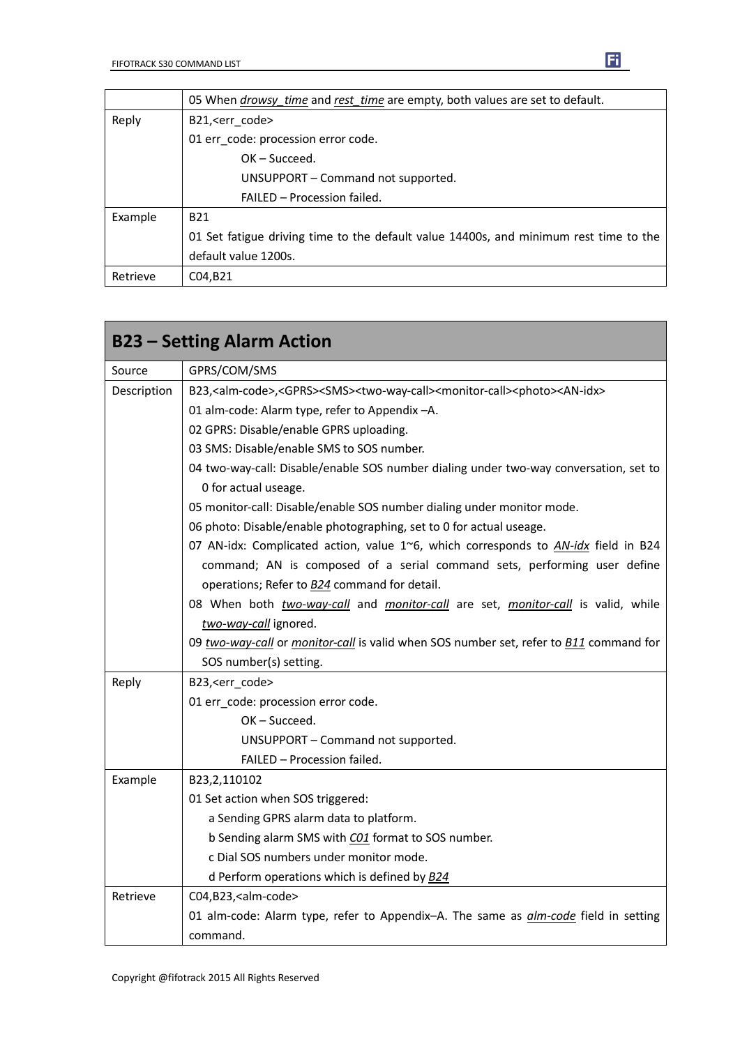| | |
|---|---|
| | 05 When *drowsy_time* and *rest_time* are empty, both values are set to default. |
| Reply | B21,<err_code><br>01 err_code: procession error code.<br>OK – Succeed.<br>UNSUPPORT – Command not supported.<br>FAILED – Procession failed. |
| Example | B21<br>01 Set fatigue driving time to the default value 14400s, and minimum rest time to the default value 1200s. |
| Retrieve | C04,B21 |

## B23 – Setting Alarm Action

| | |
|---|---|
| Source | GPRS/COM/SMS |
| Description | B23,<alm-code>,<GPRS><SMS><two-way-call><monitor-call><photo><AN-idx><br>01 alm-code: Alarm type, refer to Appendix –A.<br>02 GPRS: Disable/enable GPRS uploading.<br>03 SMS: Disable/enable SMS to SOS number.<br>04 two-way-call: Disable/enable SOS number dialing under two-way conversation, set to 0 for actual useage.<br>05 monitor-call: Disable/enable SOS number dialing under monitor mode.<br>06 photo: Disable/enable photographing, set to 0 for actual useage.<br>07 AN-idx: Complicated action, value 1~6, which corresponds to *AN-idx* field in B24 command; AN is composed of a serial command sets, performing user define operations; Refer to *B24* command for detail.<br>08 When both *two-way-call* and *monitor-call* are set, *monitor-call* is valid, while *two-way-call* ignored.<br>09 *two-way-call* or *monitor-call* is valid when SOS number set, refer to *B11* command for SOS number(s) setting. |
| Reply | B23,<err_code><br>01 err_code: procession error code.<br>OK – Succeed.<br>UNSUPPORT – Command not supported.<br>FAILED – Procession failed. |
| Example | B23,2,110102<br>01 Set action when SOS triggered:<br>a Sending GPRS alarm data to platform.<br>b Sending alarm SMS with *C01* format to SOS number.<br>c Dial SOS numbers under monitor mode.<br>d Perform operations which is defined by *B24* |
| Retrieve | C04,B23,<alm-code><br>01 alm-code: Alarm type, refer to Appendix–A. The same as *alm-code* field in setting command. |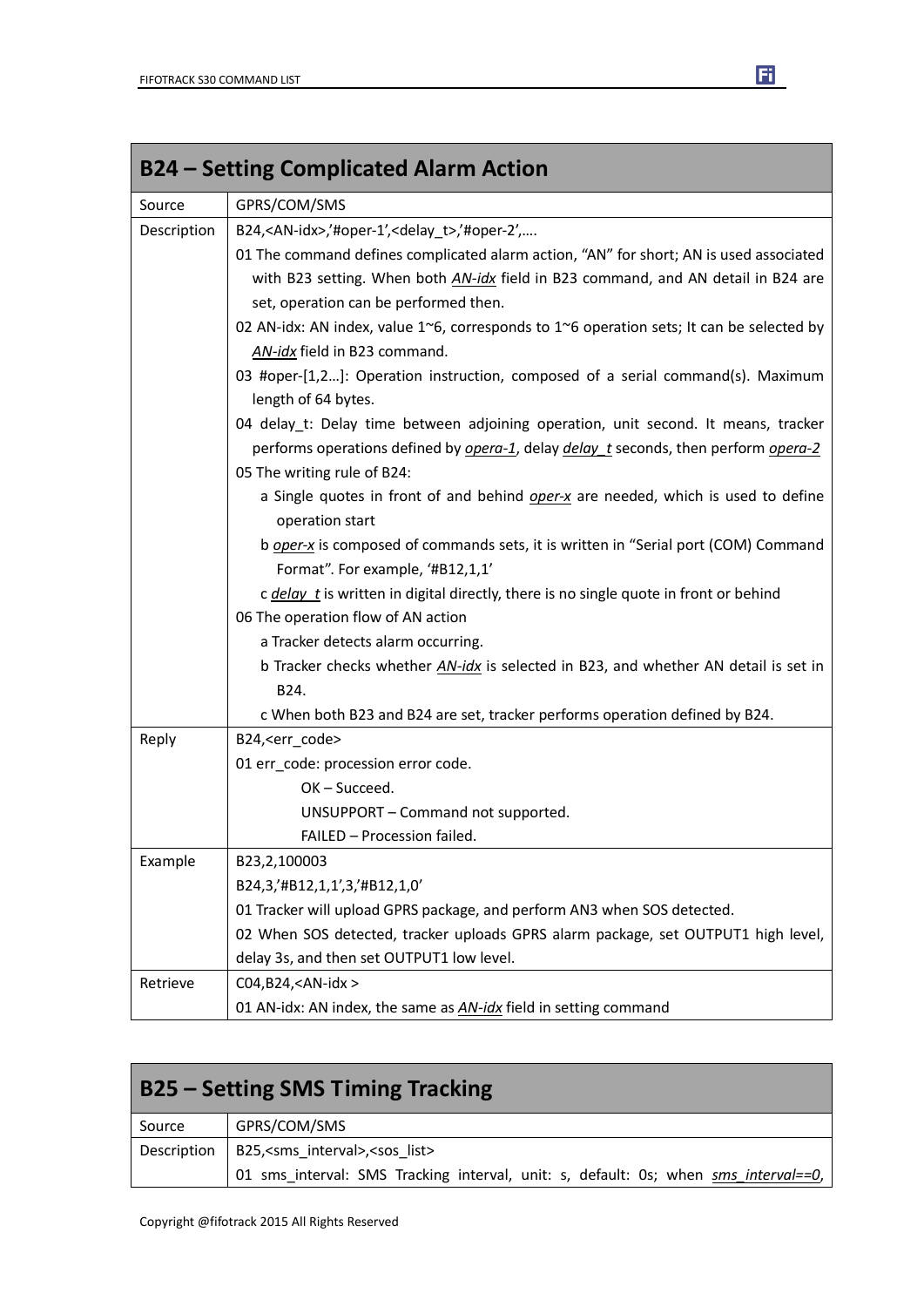## B24 – Setting Complicated Alarm Action

| | |
|---|---|
| Source | GPRS/COM/SMS |
| Description | B24,<AN-idx>,'#oper-1',<delay_t>,'#oper-2',….<br>01 The command defines complicated alarm action, "AN" for short; AN is used associated with B23 setting. When both *AN-idx* field in B23 command, and AN detail in B24 are set, operation can be performed then.<br>02 AN-idx: AN index, value 1~6, corresponds to 1~6 operation sets; It can be selected by *AN-idx* field in B23 command.<br>03 #oper-[1,2…]: Operation instruction, composed of a serial command(s). Maximum length of 64 bytes.<br>04 delay_t: Delay time between adjoining operation, unit second. It means, tracker performs operations defined by *opera-1*, delay *delay_t* seconds, then perform *opera-2*<br>05 The writing rule of B24:<br>a Single quotes in front of and behind *oper-x* are needed, which is used to define operation start<br>b *oper-x* is composed of commands sets, it is written in "Serial port (COM) Command Format". For example, '#B12,1,1'<br>c *delay_t* is written in digital directly, there is no single quote in front or behind<br>06 The operation flow of AN action<br>a Tracker detects alarm occurring.<br>b Tracker checks whether *AN-idx* is selected in B23, and whether AN detail is set in B24.<br>c When both B23 and B24 are set, tracker performs operation defined by B24. |
| Reply | B24,<err_code><br>01 err_code: procession error code.<br>OK – Succeed.<br>UNSUPPORT – Command not supported.<br>FAILED – Procession failed. |
| Example | B23,2,100003<br>B24,3,'#B12,1,1',3,'#B12,1,0'<br>01 Tracker will upload GPRS package, and perform AN3 when SOS detected.<br>02 When SOS detected, tracker uploads GPRS alarm package, set OUTPUT1 high level, delay 3s, and then set OUTPUT1 low level. |
| Retrieve | C04,B24,<AN-idx ><br>01 AN-idx: AN index, the same as *AN-idx* field in setting command |

## B25 – Setting SMS Timing Tracking

| | |
|---|---|
| Source | GPRS/COM/SMS |
| Description | B25,<sms_interval>,<sos_list><br>01 sms_interval: SMS Tracking interval, unit: s, default: 0s; when *sms_interval==0*, |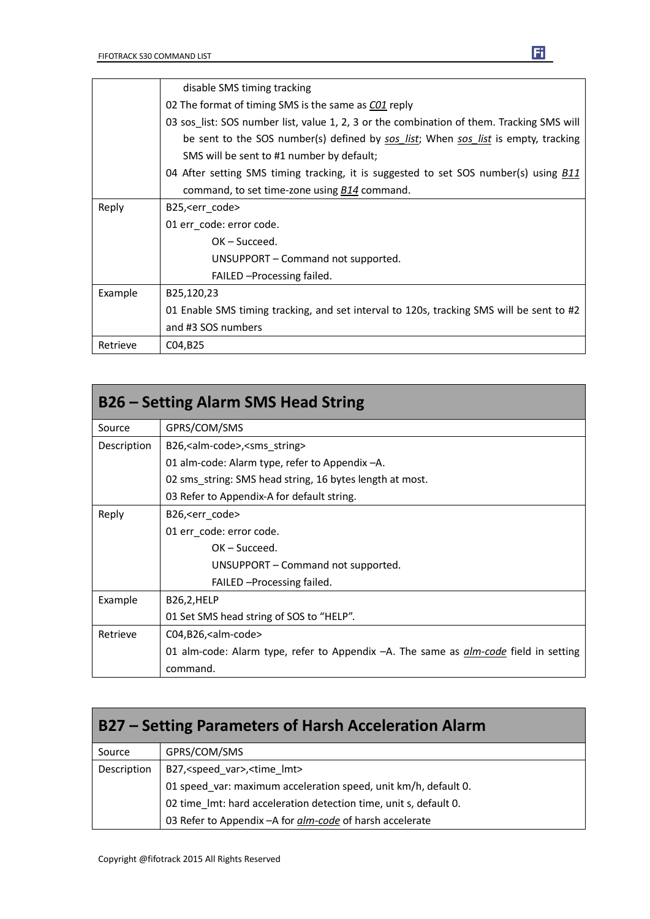| | |
|---|---|
| | disable SMS timing tracking<br>02 The format of timing SMS is the same as *C01* reply<br>03 sos_list: SOS number list, value 1, 2, 3 or the combination of them. Tracking SMS will be sent to the SOS number(s) defined by *sos_list*; When *sos_list* is empty, tracking SMS will be sent to #1 number by default;<br>04 After setting SMS timing tracking, it is suggested to set SOS number(s) using *B11* command, to set time-zone using *B14* command. |
| Reply | B25,<err_code><br>01 err_code: error code.<br>OK – Succeed.<br>UNSUPPORT – Command not supported.<br>FAILED –Processing failed. |
| Example | B25,120,23<br>01 Enable SMS timing tracking, and set interval to 120s, tracking SMS will be sent to #2 and #3 SOS numbers |
| Retrieve | C04,B25 |

## B26 – Setting Alarm SMS Head String

| | |
|---|---|
| Source | GPRS/COM/SMS |
| Description | B26,<alm-code>,<sms_string><br>01 alm-code: Alarm type, refer to Appendix –A.<br>02 sms_string: SMS head string, 16 bytes length at most.<br>03 Refer to Appendix-A for default string. |
| Reply | B26,<err_code><br>01 err_code: error code.<br>OK – Succeed.<br>UNSUPPORT – Command not supported.<br>FAILED –Processing failed. |
| Example | B26,2,HELP<br>01 Set SMS head string of SOS to "HELP". |
| Retrieve | C04,B26,<alm-code><br>01 alm-code: Alarm type, refer to Appendix –A. The same as *alm-code* field in setting command. |

## B27 – Setting Parameters of Harsh Acceleration Alarm

| | |
|---|---|
| Source | GPRS/COM/SMS |
| Description | B27,<speed_var>,<time_lmt><br>01 speed_var: maximum acceleration speed, unit km/h, default 0.<br>02 time_lmt: hard acceleration detection time, unit s, default 0.<br>03 Refer to Appendix –A for *alm-code* of harsh accelerate |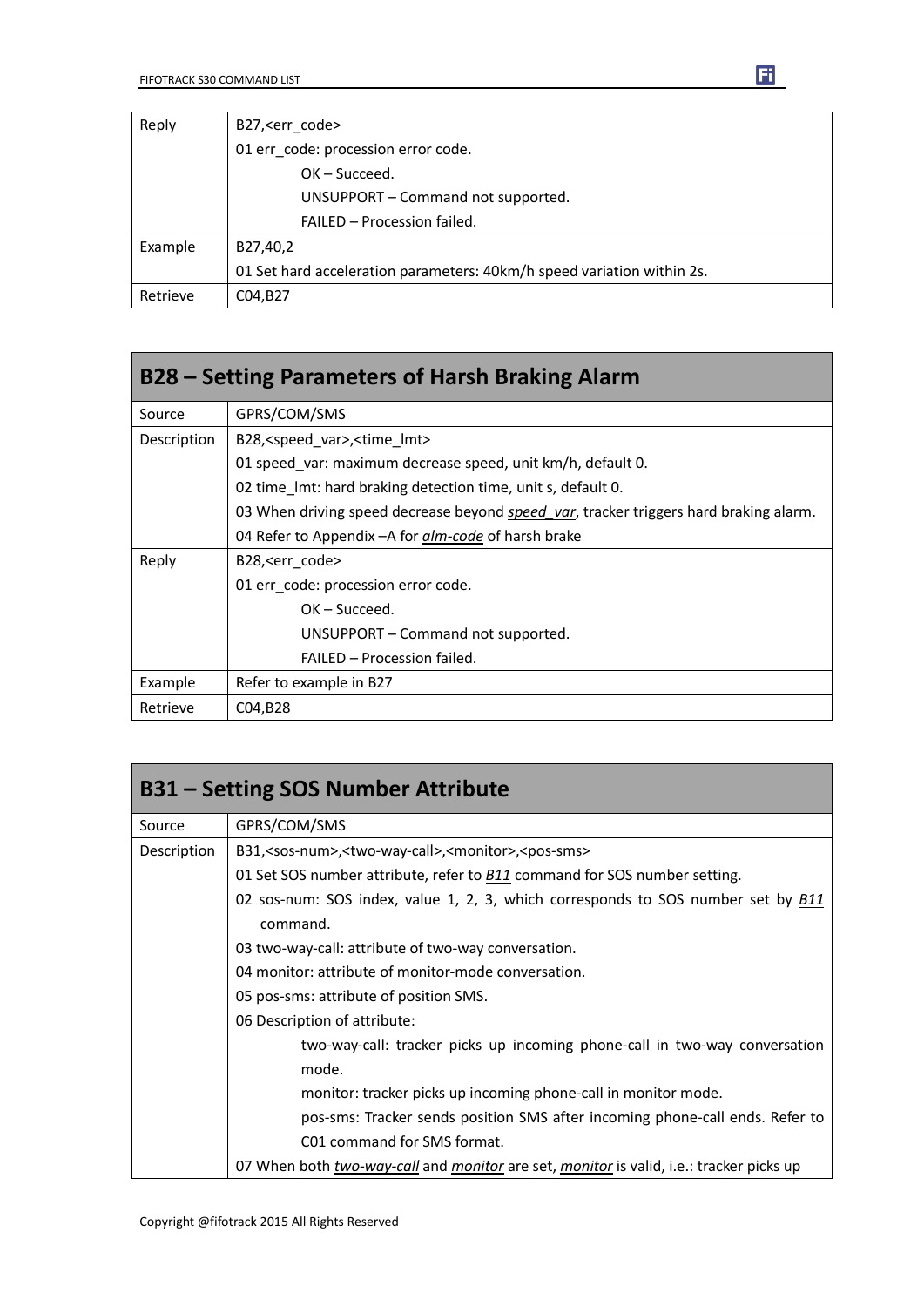| | |
|---|---|
| Reply | B27,<err_code><br>01 err_code: procession error code.<br>OK – Succeed.<br>UNSUPPORT – Command not supported.<br>FAILED – Procession failed. |
| Example | B27,40,2<br>01 Set hard acceleration parameters: 40km/h speed variation within 2s. |
| Retrieve | C04,B27 |

## B28 – Setting Parameters of Harsh Braking Alarm

| | |
|---|---|
| Source | GPRS/COM/SMS |
| Description | B28,<speed_var>,<time_lmt><br>01 speed_var: maximum decrease speed, unit km/h, default 0.<br>02 time_lmt: hard braking detection time, unit s, default 0.<br>03 When driving speed decrease beyond *speed_var*, tracker triggers hard braking alarm.<br>04 Refer to Appendix –A for *alm-code* of harsh brake |
| Reply | B28,<err_code><br>01 err_code: procession error code.<br>OK – Succeed.<br>UNSUPPORT – Command not supported.<br>FAILED – Procession failed. |
| Example | Refer to example in B27 |
| Retrieve | C04,B28 |

## B31 – Setting SOS Number Attribute

| | |
|---|---|
| Source | GPRS/COM/SMS |
| Description | B31,<sos-num>,<two-way-call>,<monitor>,<pos-sms><br>01 Set SOS number attribute, refer to *B11* command for SOS number setting.<br>02 sos-num: SOS index, value 1, 2, 3, which corresponds to SOS number set by *B11* command.<br>03 two-way-call: attribute of two-way conversation.<br>04 monitor: attribute of monitor-mode conversation.<br>05 pos-sms: attribute of position SMS.<br>06 Description of attribute:<br>two-way-call: tracker picks up incoming phone-call in two-way conversation mode.<br>monitor: tracker picks up incoming phone-call in monitor mode.<br>pos-sms: Tracker sends position SMS after incoming phone-call ends. Refer to C01 command for SMS format.<br>07 When both *two-way-call* and *monitor* are set, *monitor* is valid, i.e.: tracker picks up |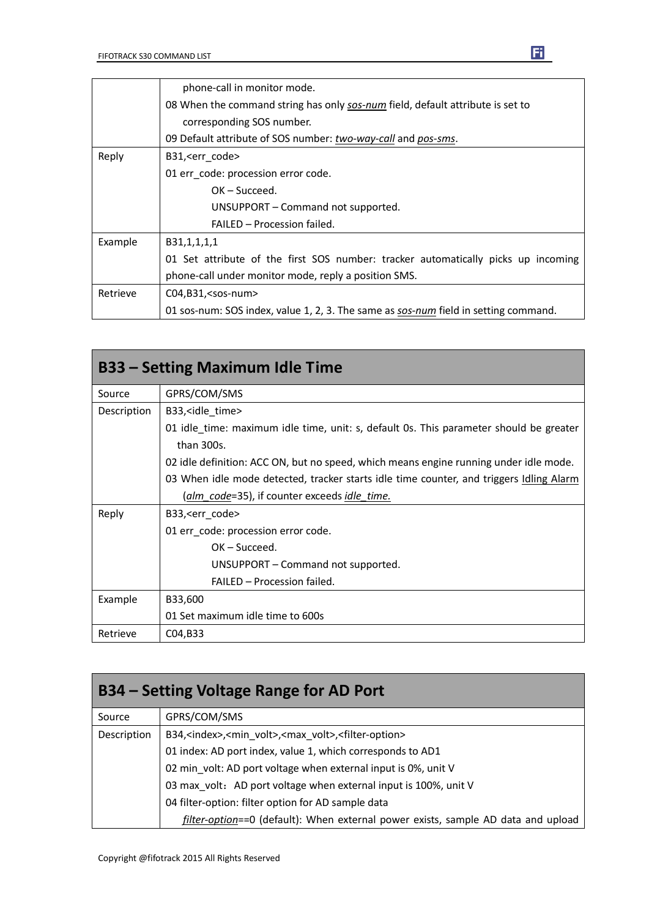| | |
|---|---|
| | phone-call in monitor mode.<br>08 When the command string has only *sos-num* field, default attribute is set to corresponding SOS number.<br>09 Default attribute of SOS number: *two-way-call* and *pos-sms*. |
| Reply | B31,<err_code><br>01 err_code: procession error code.<br>OK – Succeed.<br>UNSUPPORT – Command not supported.<br>FAILED – Procession failed. |
| Example | B31,1,1,1,1<br>01 Set attribute of the first SOS number: tracker automatically picks up incoming phone-call under monitor mode, reply a position SMS. |
| Retrieve | C04,B31,<sos-num><br>01 sos-num: SOS index, value 1, 2, 3. The same as *sos-num* field in setting command. |

## B33 – Setting Maximum Idle Time

| | |
|---|---|
| Source | GPRS/COM/SMS |
| Description | B33,<idle_time><br>01 idle_time: maximum idle time, unit: s, default 0s. This parameter should be greater than 300s.<br>02 idle definition: ACC ON, but no speed, which means engine running under idle mode.<br>03 When idle mode detected, tracker starts idle time counter, and triggers Idling Alarm (*alm_code*=35), if counter exceeds *idle_time.* |
| Reply | B33,<err_code><br>01 err_code: procession error code.<br>OK – Succeed.<br>UNSUPPORT – Command not supported.<br>FAILED – Procession failed. |
| Example | B33,600<br>01 Set maximum idle time to 600s |
| Retrieve | C04,B33 |

## B34 – Setting Voltage Range for AD Port

| | |
|---|---|
| Source | GPRS/COM/SMS |
| Description | B34,<index>,<min_volt>,<max_volt>,<filter-option><br>01 index: AD port index, value 1, which corresponds to AD1<br>02 min_volt: AD port voltage when external input is 0%, unit V<br>03 max_volt： AD port voltage when external input is 100%, unit V<br>04 filter-option: filter option for AD sample data<br>*filter-option*==0 (default): When external power exists, sample AD data and upload |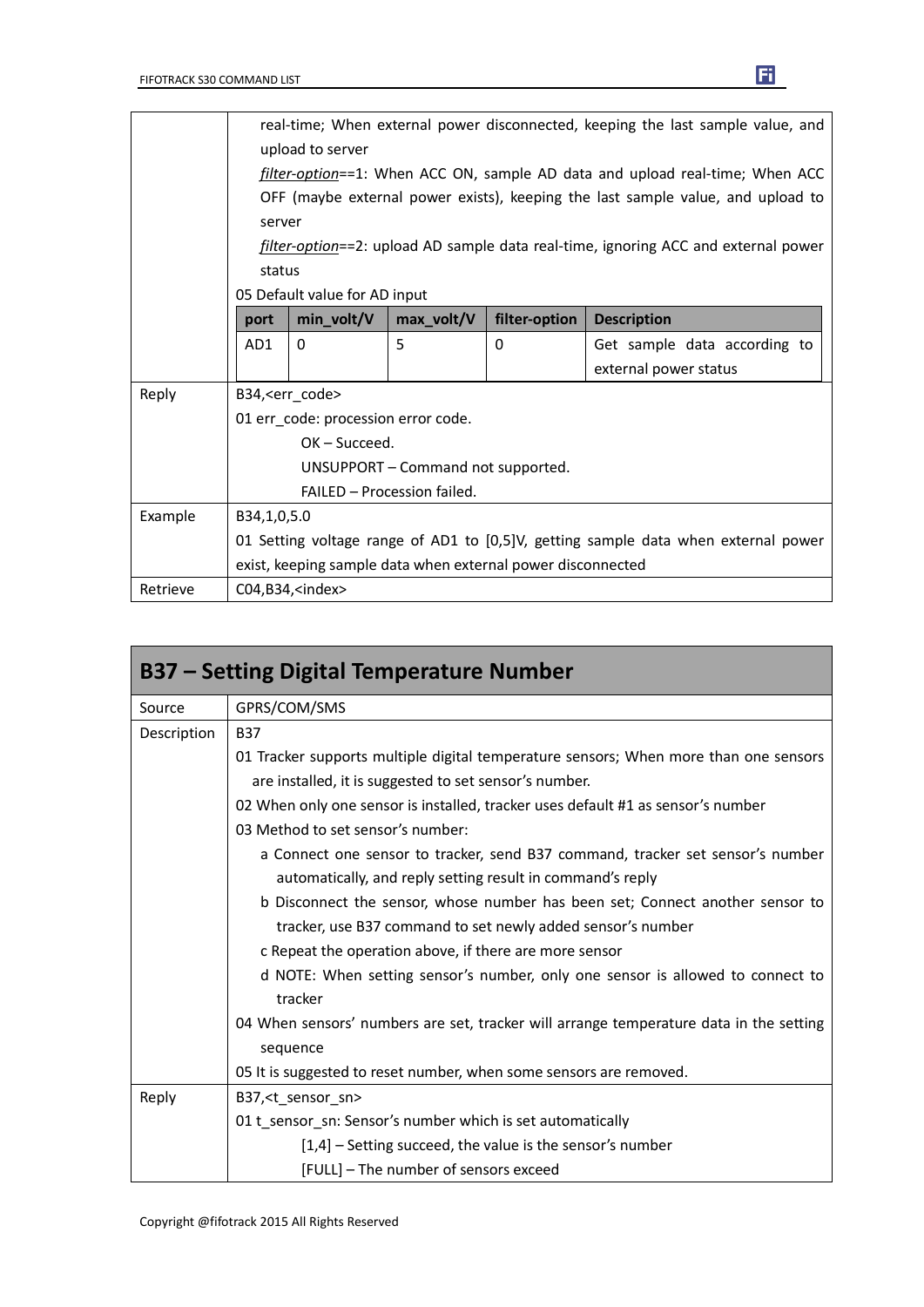| | |
|---|---|
| | real-time; When external power disconnected, keeping the last sample value, and upload to server<br>*filter-option*==1: When ACC ON, sample AD data and upload real-time; When ACC OFF (maybe external power exists), keeping the last sample value, and upload to server<br>*filter-option*==2: upload AD sample data real-time, ignoring ACC and external power status<br>05 Default value for AD input<br><br>port: AD1; min_volt/V: 0; max_volt/V: 5; filter-option: 0; Description: Get sample data according to external power status |
| Reply | B34,<err_code><br>01 err_code: procession error code.<br>OK – Succeed.<br>UNSUPPORT – Command not supported.<br>FAILED – Procession failed. |
| Example | B34,1,0,5.0<br>01 Setting voltage range of AD1 to [0,5]V, getting sample data when external power exist, keeping sample data when external power disconnected |
| Retrieve | C04,B34,<index> |

Default value for AD input (from the table above):

| port | min_volt/V | max_volt/V | filter-option | Description |
|---|---|---|---|---|
| AD1 | 0 | 5 | 0 | Get sample data according to external power status |

## B37 – Setting Digital Temperature Number

| | |
|---|---|
| Source | GPRS/COM/SMS |
| Description | B37<br>01 Tracker supports multiple digital temperature sensors; When more than one sensors are installed, it is suggested to set sensor's number.<br>02 When only one sensor is installed, tracker uses default #1 as sensor's number<br>03 Method to set sensor's number:<br>a Connect one sensor to tracker, send B37 command, tracker set sensor's number automatically, and reply setting result in command's reply<br>b Disconnect the sensor, whose number has been set; Connect another sensor to tracker, use B37 command to set newly added sensor's number<br>c Repeat the operation above, if there are more sensor<br>d NOTE: When setting sensor's number, only one sensor is allowed to connect to tracker<br>04 When sensors' numbers are set, tracker will arrange temperature data in the setting sequence<br>05 It is suggested to reset number, when some sensors are removed. |
| Reply | B37,<t_sensor_sn><br>01 t_sensor_sn: Sensor's number which is set automatically<br>[1,4] – Setting succeed, the value is the sensor's number<br>[FULL] – The number of sensors exceed |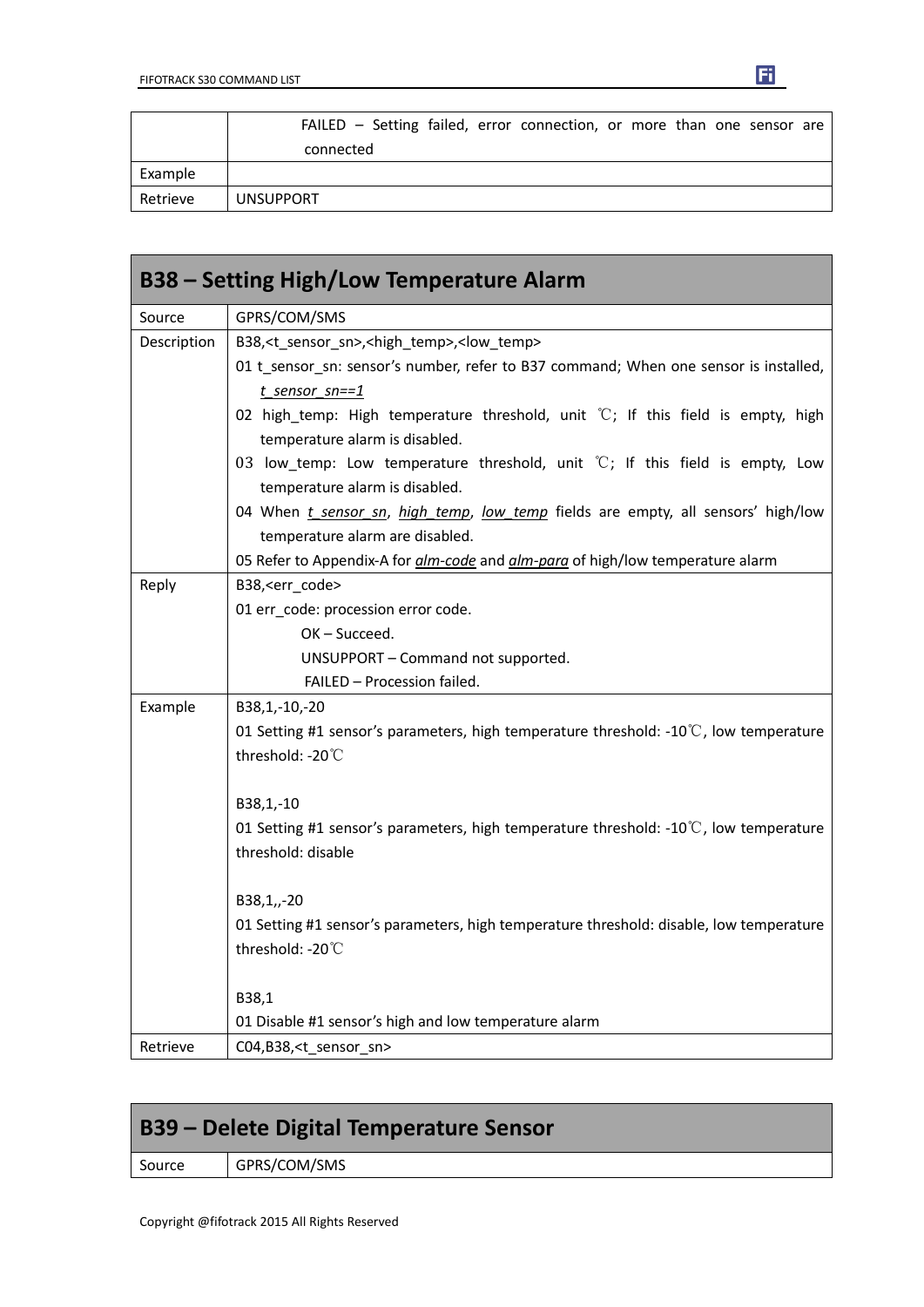|  |  |
|---|---|
|  | FAILED – Setting failed, error connection, or more than one sensor are connected |
| Example |  |
| Retrieve | UNSUPPORT |

## B38 – Setting High/Low Temperature Alarm

|  |  |
|---|---|
| Source | GPRS/COM/SMS |
| Description | B38,<t_sensor_sn>,<high_temp>,<low_temp><br>01 t_sensor_sn: sensor's number, refer to B37 command; When one sensor is installed, *t_sensor_sn==1*<br>02 high_temp: High temperature threshold, unit ℃; If this field is empty, high temperature alarm is disabled.<br>03 low_temp: Low temperature threshold, unit ℃; If this field is empty, Low temperature alarm is disabled.<br>04 When *t_sensor_sn*, *high_temp*, *low_temp* fields are empty, all sensors' high/low temperature alarm are disabled.<br>05 Refer to Appendix-A for *alm-code* and *alm-para* of high/low temperature alarm |
| Reply | B38,<err_code><br>01 err_code: procession error code.<br>OK – Succeed.<br>UNSUPPORT – Command not supported.<br>FAILED – Procession failed. |
| Example | B38,1,-10,-20<br>01 Setting #1 sensor's parameters, high temperature threshold: -10℃, low temperature threshold: -20℃<br><br>B38,1,-10<br>01 Setting #1 sensor's parameters, high temperature threshold: -10℃, low temperature threshold: disable<br><br>B38,1,,-20<br>01 Setting #1 sensor's parameters, high temperature threshold: disable, low temperature threshold: -20℃<br><br>B38,1<br>01 Disable #1 sensor's high and low temperature alarm |
| Retrieve | C04,B38,<t_sensor_sn> |

## B39 – Delete Digital Temperature Sensor

|  |  |
|---|---|
| Source | GPRS/COM/SMS |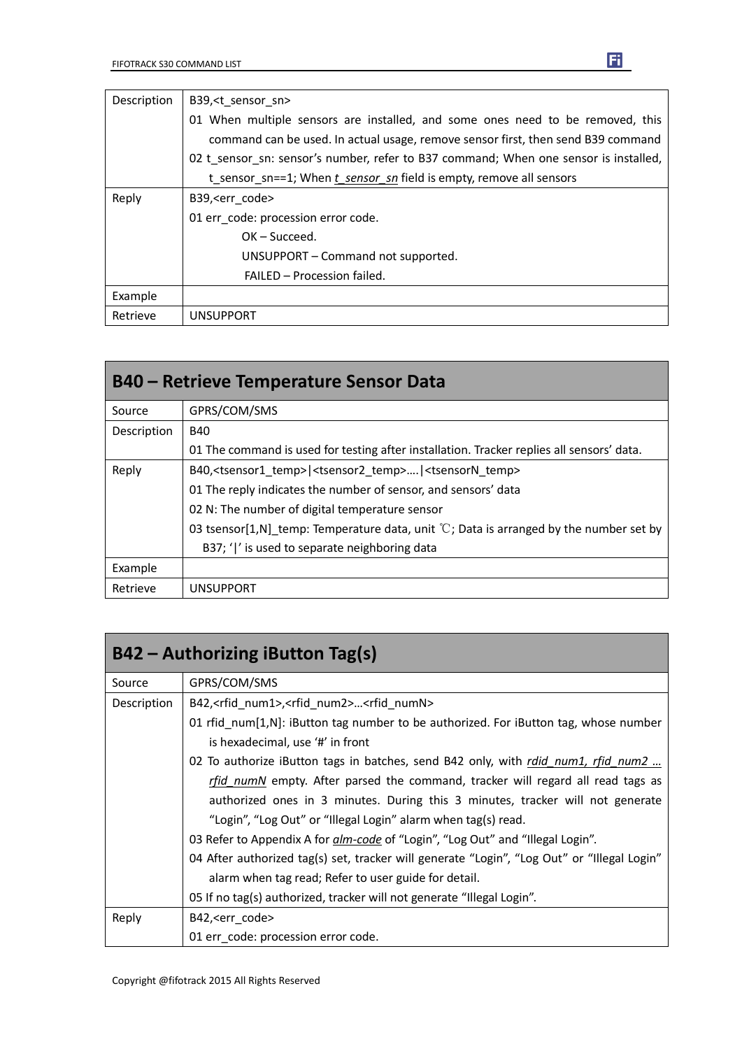| | |
|---|---|
| Description | B39,<t_sensor_sn><br>01 When multiple sensors are installed, and some ones need to be removed, this command can be used. In actual usage, remove sensor first, then send B39 command<br>02 t_sensor_sn: sensor's number, refer to B37 command; When one sensor is installed, t_sensor_sn==1; When *t_sensor_sn* field is empty, remove all sensors |
| Reply | B39,<err_code><br>01 err_code: procession error code.<br>OK – Succeed.<br>UNSUPPORT – Command not supported.<br>FAILED – Procession failed. |
| Example | |
| Retrieve | UNSUPPORT |

## B40 – Retrieve Temperature Sensor Data

| | |
|---|---|
| Source | GPRS/COM/SMS |
| Description | B40<br>01 The command is used for testing after installation. Tracker replies all sensors' data. |
| Reply | B40,<tsensor1_temp>\|<tsensor2_temp>….\|<tsensorN_temp><br>01 The reply indicates the number of sensor, and sensors' data<br>02 N: The number of digital temperature sensor<br>03 tsensor[1,N]_temp: Temperature data, unit ℃; Data is arranged by the number set by B37; '\|' is used to separate neighboring data |
| Example | |
| Retrieve | UNSUPPORT |

## B42 – Authorizing iButton Tag(s)

| | |
|---|---|
| Source | GPRS/COM/SMS |
| Description | B42,<rfid_num1>,<rfid_num2>…<rfid_numN><br>01 rfid_num[1,N]: iButton tag number to be authorized. For iButton tag, whose number is hexadecimal, use '#' in front<br>02 To authorize iButton tags in batches, send B42 only, with *rdid_num1, rfid_num2 … rfid_numN* empty. After parsed the command, tracker will regard all read tags as authorized ones in 3 minutes. During this 3 minutes, tracker will not generate "Login", "Log Out" or "Illegal Login" alarm when tag(s) read.<br>03 Refer to Appendix A for *alm-code* of "Login", "Log Out" and "Illegal Login".<br>04 After authorized tag(s) set, tracker will generate "Login", "Log Out" or "Illegal Login" alarm when tag read; Refer to user guide for detail.<br>05 If no tag(s) authorized, tracker will not generate "Illegal Login". |
| Reply | B42,<err_code><br>01 err_code: procession error code. |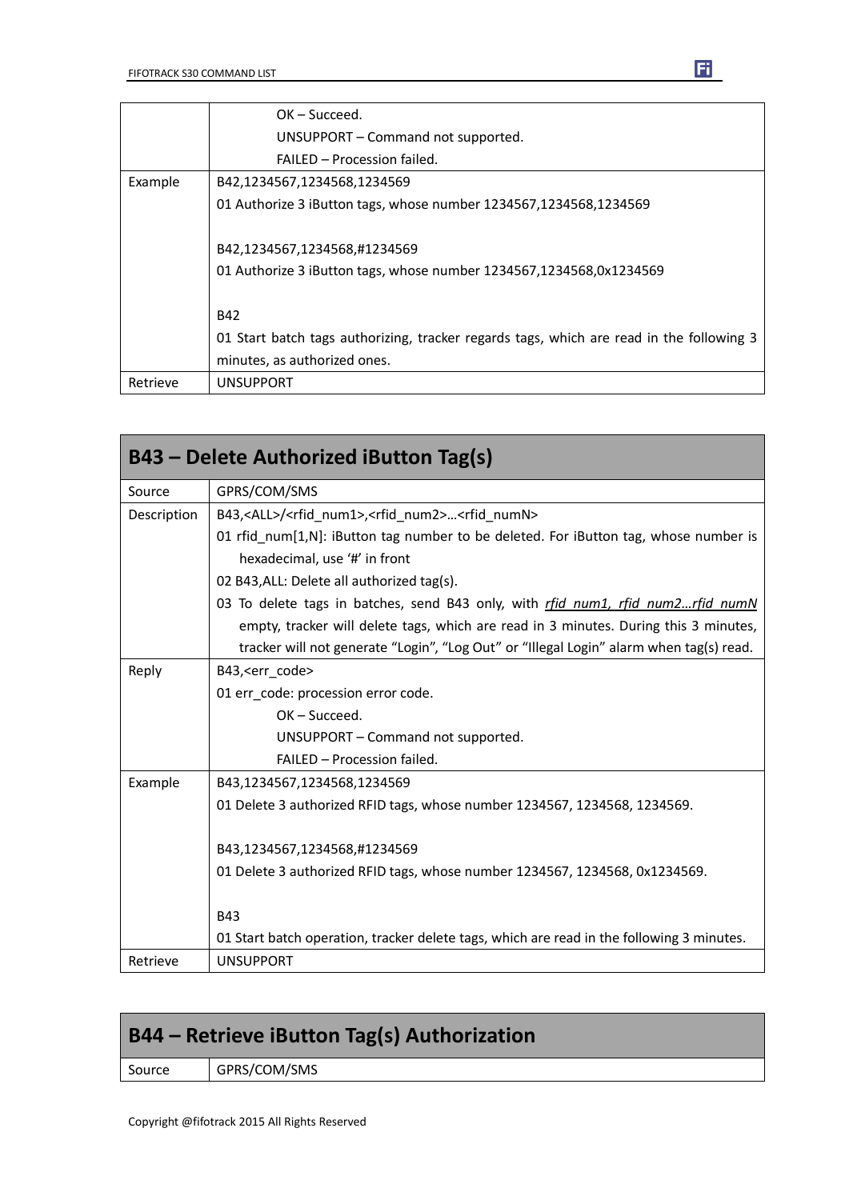| | |
|---|---|
| | OK – Succeed.<br>UNSUPPORT – Command not supported.<br>FAILED – Procession failed. |
| Example | B42,1234567,1234568,1234569<br>01 Authorize 3 iButton tags, whose number 1234567,1234568,1234569<br><br>B42,1234567,1234568,#1234569<br>01 Authorize 3 iButton tags, whose number 1234567,1234568,0x1234569<br><br>B42<br>01 Start batch tags authorizing, tracker regards tags, which are read in the following 3 minutes, as authorized ones. |
| Retrieve | UNSUPPORT |

## B43 – Delete Authorized iButton Tag(s)

| | |
|---|---|
| Source | GPRS/COM/SMS |
| Description | B43,<ALL>/<rfid_num1>,<rfid_num2>…<rfid_numN><br>01 rfid_num[1,N]: iButton tag number to be deleted. For iButton tag, whose number is hexadecimal, use '#' in front<br>02 B43,ALL: Delete all authorized tag(s).<br>03 To delete tags in batches, send B43 only, with *rfid_num1, rfid_num2…rfid_numN* empty, tracker will delete tags, which are read in 3 minutes. During this 3 minutes, tracker will not generate "Login", "Log Out" or "Illegal Login" alarm when tag(s) read. |
| Reply | B43,<err_code><br>01 err_code: procession error code.<br>OK – Succeed.<br>UNSUPPORT – Command not supported.<br>FAILED – Procession failed. |
| Example | B43,1234567,1234568,1234569<br>01 Delete 3 authorized RFID tags, whose number 1234567, 1234568, 1234569.<br><br>B43,1234567,1234568,#1234569<br>01 Delete 3 authorized RFID tags, whose number 1234567, 1234568, 0x1234569.<br><br>B43<br>01 Start batch operation, tracker delete tags, which are read in the following 3 minutes. |
| Retrieve | UNSUPPORT |

## B44 – Retrieve iButton Tag(s) Authorization

| | |
|---|---|
| Source | GPRS/COM/SMS |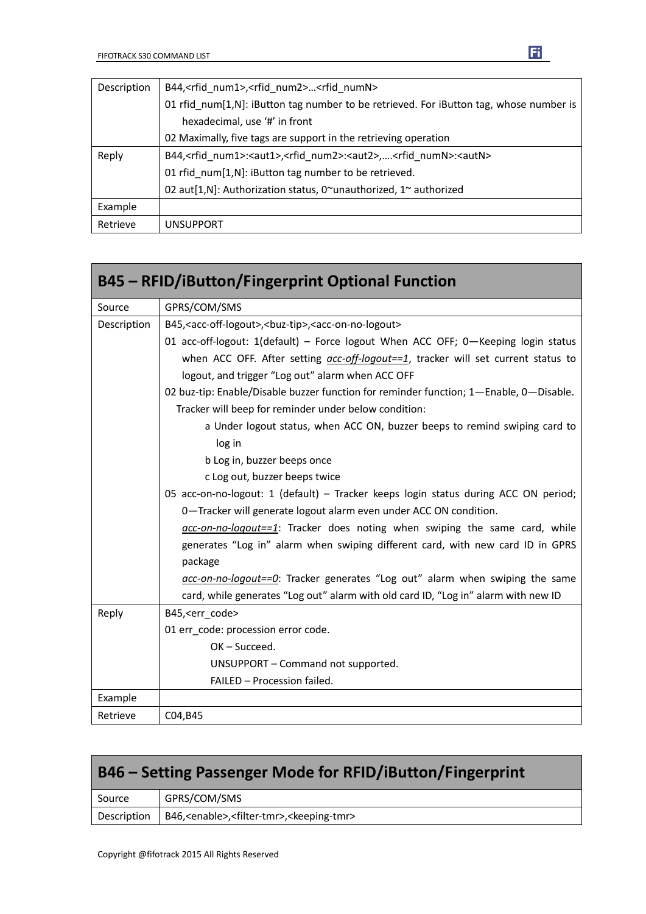| Description | B44,<rfid_num1>,<rfid_num2>…<rfid_numN><br>01 rfid_num[1,N]: iButton tag number to be retrieved. For iButton tag, whose number is hexadecimal, use '#' in front<br>02 Maximally, five tags are support in the retrieving operation |
|---|---|
| Reply | B44,<rfid_num1>:<aut1>,<rfid_num2>:<aut2>,….<rfid_numN>:<autN><br>01 rfid_num[1,N]: iButton tag number to be retrieved.<br>02 aut[1,N]: Authorization status, 0~unauthorized, 1~ authorized |
| Example | |
| Retrieve | UNSUPPORT |

## B45 – RFID/iButton/Fingerprint Optional Function

| Source | GPRS/COM/SMS |
|---|---|
| Description | B45,<acc-off-logout>,<buz-tip>,<acc-on-no-logout><br>01 acc-off-logout: 1(default) – Force logout When ACC OFF; 0—Keeping login status when ACC OFF. After setting *acc-off-logout==1*, tracker will set current status to logout, and trigger "Log out" alarm when ACC OFF<br>02 buz-tip: Enable/Disable buzzer function for reminder function; 1—Enable, 0—Disable. Tracker will beep for reminder under below condition:<br>a Under logout status, when ACC ON, buzzer beeps to remind swiping card to log in<br>b Log in, buzzer beeps once<br>c Log out, buzzer beeps twice<br>05 acc-on-no-logout: 1 (default) – Tracker keeps login status during ACC ON period; 0—Tracker will generate logout alarm even under ACC ON condition.<br>*acc-on-no-logout==1*: Tracker does noting when swiping the same card, while generates "Log in" alarm when swiping different card, with new card ID in GPRS package<br>*acc-on-no-logout==0*: Tracker generates "Log out" alarm when swiping the same card, while generates "Log out" alarm with old card ID, "Log in" alarm with new ID |
| Reply | B45,<err_code><br>01 err_code: procession error code.<br>OK – Succeed.<br>UNSUPPORT – Command not supported.<br>FAILED – Procession failed. |
| Example | |
| Retrieve | C04,B45 |

## B46 – Setting Passenger Mode for RFID/iButton/Fingerprint

| Source | GPRS/COM/SMS |
|---|---|
| Description | B46,<enable>,<filter-tmr>,<keeping-tmr> |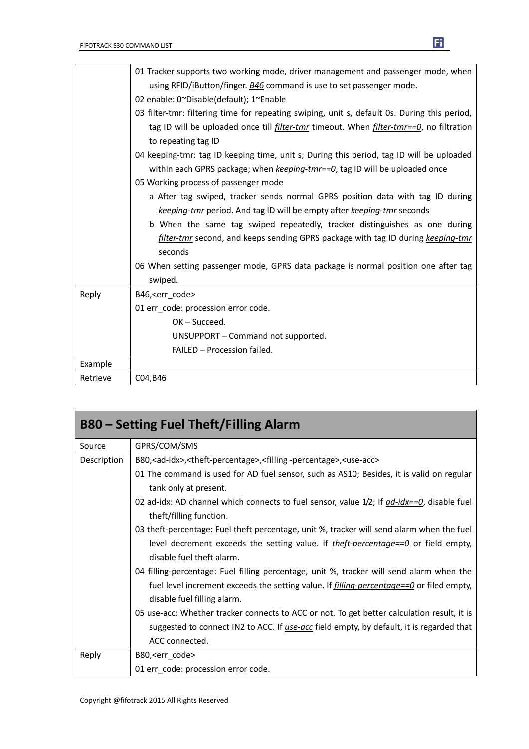| | |
|---|---|
| | 01 Tracker supports two working mode, driver management and passenger mode, when using RFID/iButton/finger. *B46* command is use to set passenger mode.<br>02 enable: 0~Disable(default); 1~Enable<br>03 filter-tmr: filtering time for repeating swiping, unit s, default 0s. During this period, tag ID will be uploaded once till *filter-tmr* timeout. When *filter-tmr==0*, no filtration to repeating tag ID<br>04 keeping-tmr: tag ID keeping time, unit s; During this period, tag ID will be uploaded within each GPRS package; when *keeping-tmr==0*, tag ID will be uploaded once<br>05 Working process of passenger mode<br>a After tag swiped, tracker sends normal GPRS position data with tag ID during *keeping-tmr* period. And tag ID will be empty after *keeping-tmr* seconds<br>b When the same tag swiped repeatedly, tracker distinguishes as one during *filter-tmr* second, and keeps sending GPRS package with tag ID during *keeping-tmr* seconds<br>06 When setting passenger mode, GPRS data package is normal position one after tag swiped. |
| Reply | B46,<err_code><br>01 err_code: procession error code.<br>OK – Succeed.<br>UNSUPPORT – Command not supported.<br>FAILED – Procession failed. |
| Example | |
| Retrieve | C04,B46 |

## B80 – Setting Fuel Theft/Filling Alarm

| | |
|---|---|
| Source | GPRS/COM/SMS |
| Description | B80,<ad-idx>,<theft-percentage>,<filling -percentage>,<use-acc><br>01 The command is used for AD fuel sensor, such as AS10; Besides, it is valid on regular tank only at present.<br>02 ad-idx: AD channel which connects to fuel sensor, value 1/2; If *ad-idx==0*, disable fuel theft/filling function.<br>03 theft-percentage: Fuel theft percentage, unit %, tracker will send alarm when the fuel level decrement exceeds the setting value. If *theft-percentage==0* or field empty, disable fuel theft alarm.<br>04 filling-percentage: Fuel filling percentage, unit %, tracker will send alarm when the fuel level increment exceeds the setting value. If *filling-percentage==0* or filed empty, disable fuel filling alarm.<br>05 use-acc: Whether tracker connects to ACC or not. To get better calculation result, it is suggested to connect IN2 to ACC. If *use-acc* field empty, by default, it is regarded that ACC connected. |
| Reply | B80,<err_code><br>01 err_code: procession error code. |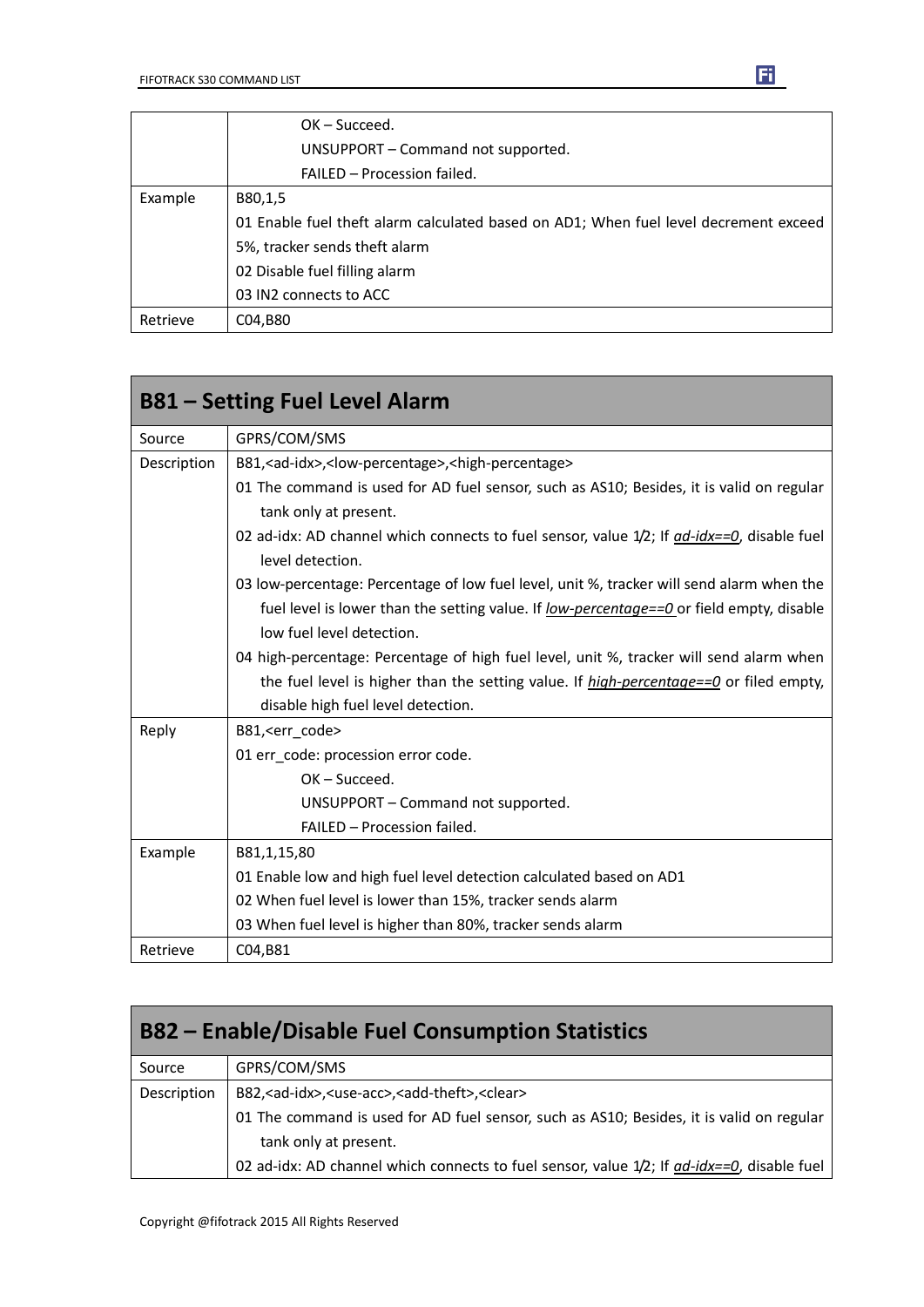| | |
|---|---|
| | OK – Succeed.<br>UNSUPPORT – Command not supported.<br>FAILED – Procession failed. |
| Example | B80,1,5<br>01 Enable fuel theft alarm calculated based on AD1; When fuel level decrement exceed 5%, tracker sends theft alarm<br>02 Disable fuel filling alarm<br>03 IN2 connects to ACC |
| Retrieve | C04,B80 |

## B81 – Setting Fuel Level Alarm

| | |
|---|---|
| Source | GPRS/COM/SMS |
| Description | B81,<ad-idx>,<low-percentage>,<high-percentage><br>01 The command is used for AD fuel sensor, such as AS10; Besides, it is valid on regular tank only at present.<br>02 ad-idx: AD channel which connects to fuel sensor, value 1/2; If *ad-idx==0*, disable fuel level detection.<br>03 low-percentage: Percentage of low fuel level, unit %, tracker will send alarm when the fuel level is lower than the setting value. If *low-percentage==0* or field empty, disable low fuel level detection.<br>04 high-percentage: Percentage of high fuel level, unit %, tracker will send alarm when the fuel level is higher than the setting value. If *high-percentage==0* or filed empty, disable high fuel level detection. |
| Reply | B81,<err_code><br>01 err_code: procession error code.<br>OK – Succeed.<br>UNSUPPORT – Command not supported.<br>FAILED – Procession failed. |
| Example | B81,1,15,80<br>01 Enable low and high fuel level detection calculated based on AD1<br>02 When fuel level is lower than 15%, tracker sends alarm<br>03 When fuel level is higher than 80%, tracker sends alarm |
| Retrieve | C04,B81 |

## B82 – Enable/Disable Fuel Consumption Statistics

| | |
|---|---|
| Source | GPRS/COM/SMS |
| Description | B82,<ad-idx>,<use-acc>,<add-theft>,<clear><br>01 The command is used for AD fuel sensor, such as AS10; Besides, it is valid on regular tank only at present.<br>02 ad-idx: AD channel which connects to fuel sensor, value 1/2; If *ad-idx==0*, disable fuel |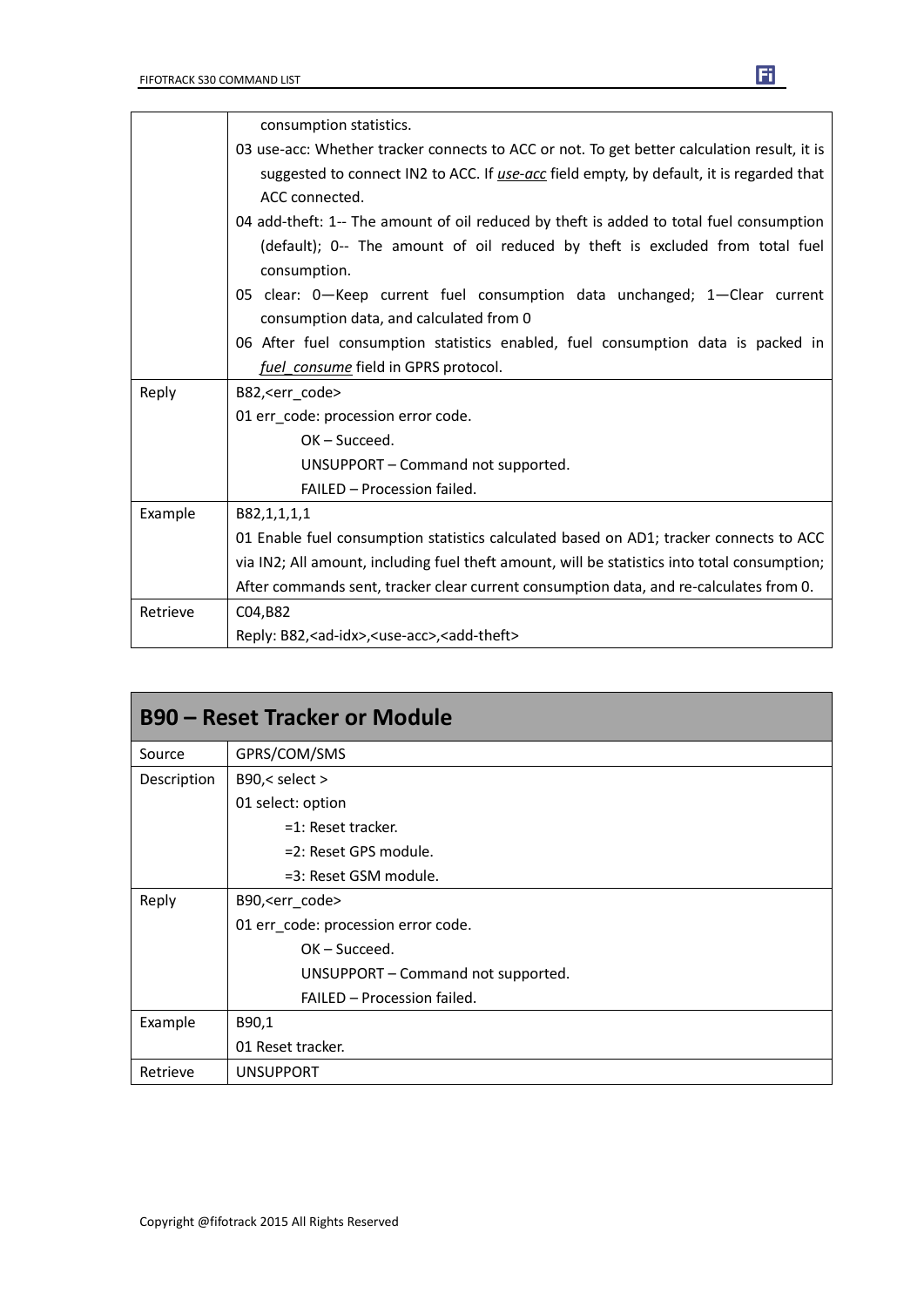| | |
|---|---|
| | consumption statistics.<br>03 use-acc: Whether tracker connects to ACC or not. To get better calculation result, it is suggested to connect IN2 to ACC. If *use-acc* field empty, by default, it is regarded that ACC connected.<br>04 add-theft: 1-- The amount of oil reduced by theft is added to total fuel consumption (default); 0-- The amount of oil reduced by theft is excluded from total fuel consumption.<br>05 clear: 0—Keep current fuel consumption data unchanged; 1—Clear current consumption data, and calculated from 0<br>06 After fuel consumption statistics enabled, fuel consumption data is packed in *fuel_consume* field in GPRS protocol. |
| Reply | B82,<err_code><br>01 err_code: procession error code.<br>OK – Succeed.<br>UNSUPPORT – Command not supported.<br>FAILED – Procession failed. |
| Example | B82,1,1,1,1<br>01 Enable fuel consumption statistics calculated based on AD1; tracker connects to ACC via IN2; All amount, including fuel theft amount, will be statistics into total consumption; After commands sent, tracker clear current consumption data, and re-calculates from 0. |
| Retrieve | C04,B82<br>Reply: B82,<ad-idx>,<use-acc>,<add-theft> |

## B90 – Reset Tracker or Module

| | |
|---|---|
| Source | GPRS/COM/SMS |
| Description | B90,< select ><br>01 select: option<br>=1: Reset tracker.<br>=2: Reset GPS module.<br>=3: Reset GSM module. |
| Reply | B90,<err_code><br>01 err_code: procession error code.<br>OK – Succeed.<br>UNSUPPORT – Command not supported.<br>FAILED – Procession failed. |
| Example | B90,1<br>01 Reset tracker. |
| Retrieve | UNSUPPORT |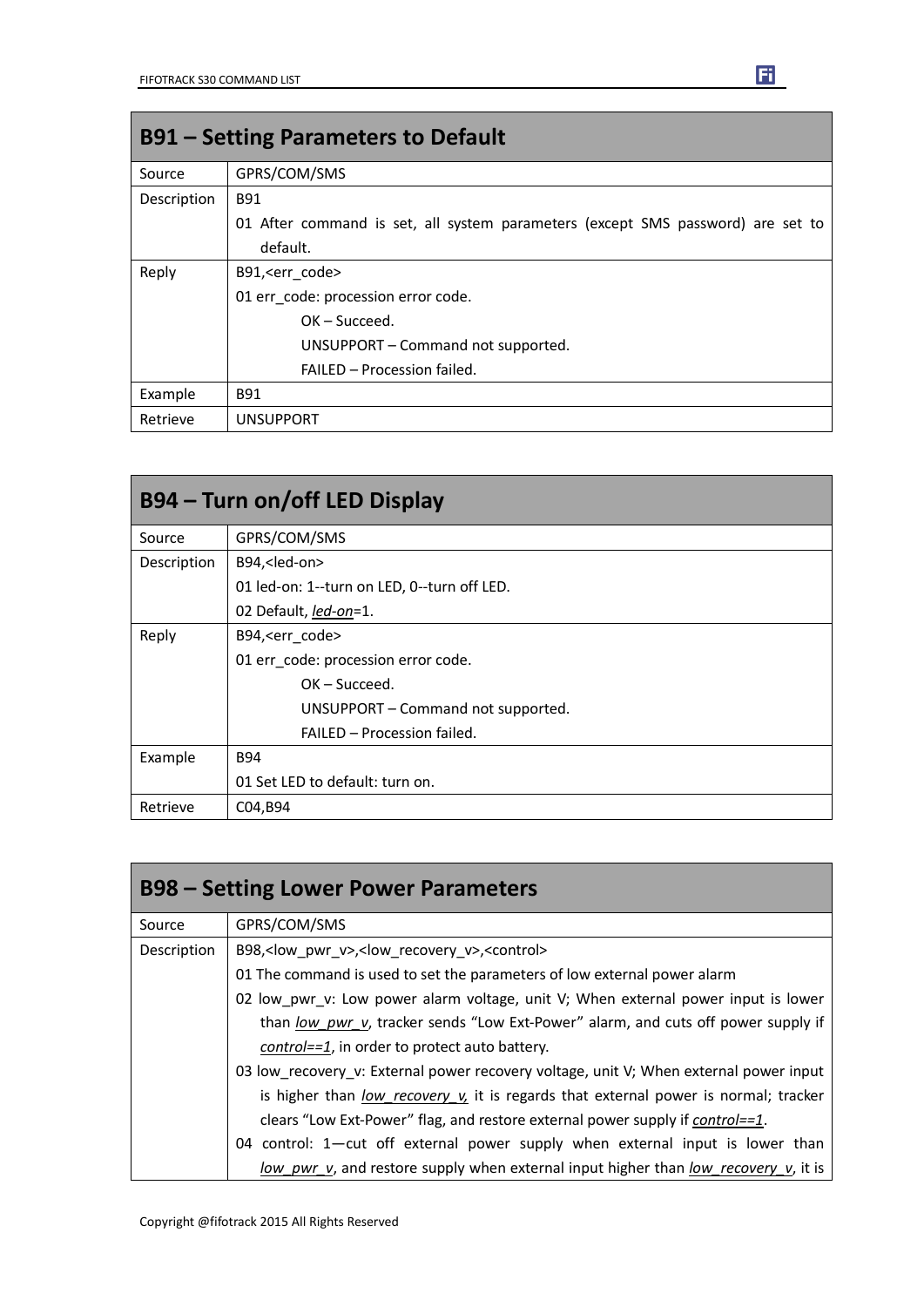## B91 – Setting Parameters to Default

| | |
|---|---|
| Source | GPRS/COM/SMS |
| Description | B91<br>01 After command is set, all system parameters (except SMS password) are set to default. |
| Reply | B91,<err_code><br>01 err_code: procession error code.<br>OK – Succeed.<br>UNSUPPORT – Command not supported.<br>FAILED – Procession failed. |
| Example | B91 |
| Retrieve | UNSUPPORT |

## B94 – Turn on/off LED Display

| | |
|---|---|
| Source | GPRS/COM/SMS |
| Description | B94,<led-on><br>01 led-on: 1--turn on LED, 0--turn off LED.<br>02 Default, *led-on*=1. |
| Reply | B94,<err_code><br>01 err_code: procession error code.<br>OK – Succeed.<br>UNSUPPORT – Command not supported.<br>FAILED – Procession failed. |
| Example | B94<br>01 Set LED to default: turn on. |
| Retrieve | C04,B94 |

## B98 – Setting Lower Power Parameters

| | |
|---|---|
| Source | GPRS/COM/SMS |
| Description | B98,<low_pwr_v>,<low_recovery_v>,<control><br>01 The command is used to set the parameters of low external power alarm<br>02 low_pwr_v: Low power alarm voltage, unit V; When external power input is lower than *low_pwr_v*, tracker sends “Low Ext-Power” alarm, and cuts off power supply if *control==1*, in order to protect auto battery.<br>03 low_recovery_v: External power recovery voltage, unit V; When external power input is higher than *low_recovery_v,* it is regards that external power is normal; tracker clears “Low Ext-Power” flag, and restore external power supply if *control==1*.<br>04 control: 1—cut off external power supply when external input is lower than *low_pwr_v*, and restore supply when external input higher than *low_recovery_v*, it is |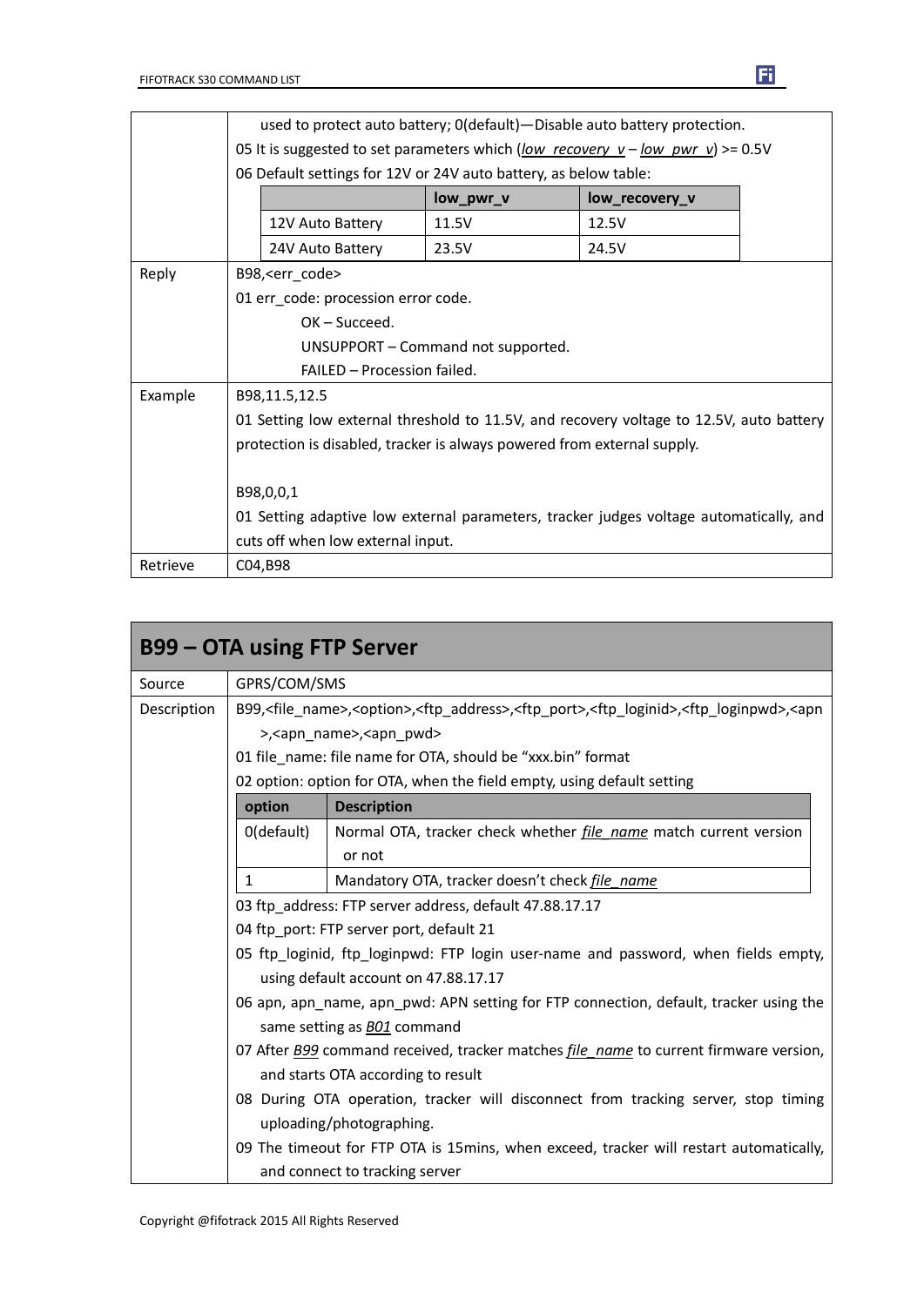| | |
|---|---|
| | used to protect auto battery; 0(default)—Disable auto battery protection.<br>05 It is suggested to set parameters which (*low_recovery_v* – *low_pwr_v*) >= 0.5V<br>06 Default settings for 12V or 24V auto battery, as below table:<br><br>\| \| low_pwr_v \| low_recovery_v \|<br>\| 12V Auto Battery \| 11.5V \| 12.5V \|<br>\| 24V Auto Battery \| 23.5V \| 24.5V \| |
| Reply | B98,<err_code><br>01 err_code: procession error code.<br>OK – Succeed.<br>UNSUPPORT – Command not supported.<br>FAILED – Procession failed. |
| Example | B98,11.5,12.5<br>01 Setting low external threshold to 11.5V, and recovery voltage to 12.5V, auto battery protection is disabled, tracker is always powered from external supply.<br><br>B98,0,0,1<br>01 Setting adaptive low external parameters, tracker judges voltage automatically, and cuts off when low external input. |
| Retrieve | C04,B98 |

## B99 – OTA using FTP Server

| | |
|---|---|
| Source | GPRS/COM/SMS |
| Description | B99,<file_name>,<option>,<ftp_address>,<ftp_port>,<ftp_loginid>,<ftp_loginpwd>,<apn>,<apn_name>,<apn_pwd><br>01 file_name: file name for OTA, should be "xxx.bin" format<br>02 option: option for OTA, when the field empty, using default setting<br><br>\| option \| Description \|<br>\| 0(default) \| Normal OTA, tracker check whether *file_name* match current version or not \|<br>\| 1 \| Mandatory OTA, tracker doesn't check *file_name* \|<br><br>03 ftp_address: FTP server address, default 47.88.17.17<br>04 ftp_port: FTP server port, default 21<br>05 ftp_loginid, ftp_loginpwd: FTP login user-name and password, when fields empty, using default account on 47.88.17.17<br>06 apn, apn_name, apn_pwd: APN setting for FTP connection, default, tracker using the same setting as *B01* command<br>07 After *B99* command received, tracker matches *file_name* to current firmware version, and starts OTA according to result<br>08 During OTA operation, tracker will disconnect from tracking server, stop timing uploading/photographing.<br>09 The timeout for FTP OTA is 15mins, when exceed, tracker will restart automatically, and connect to tracking server |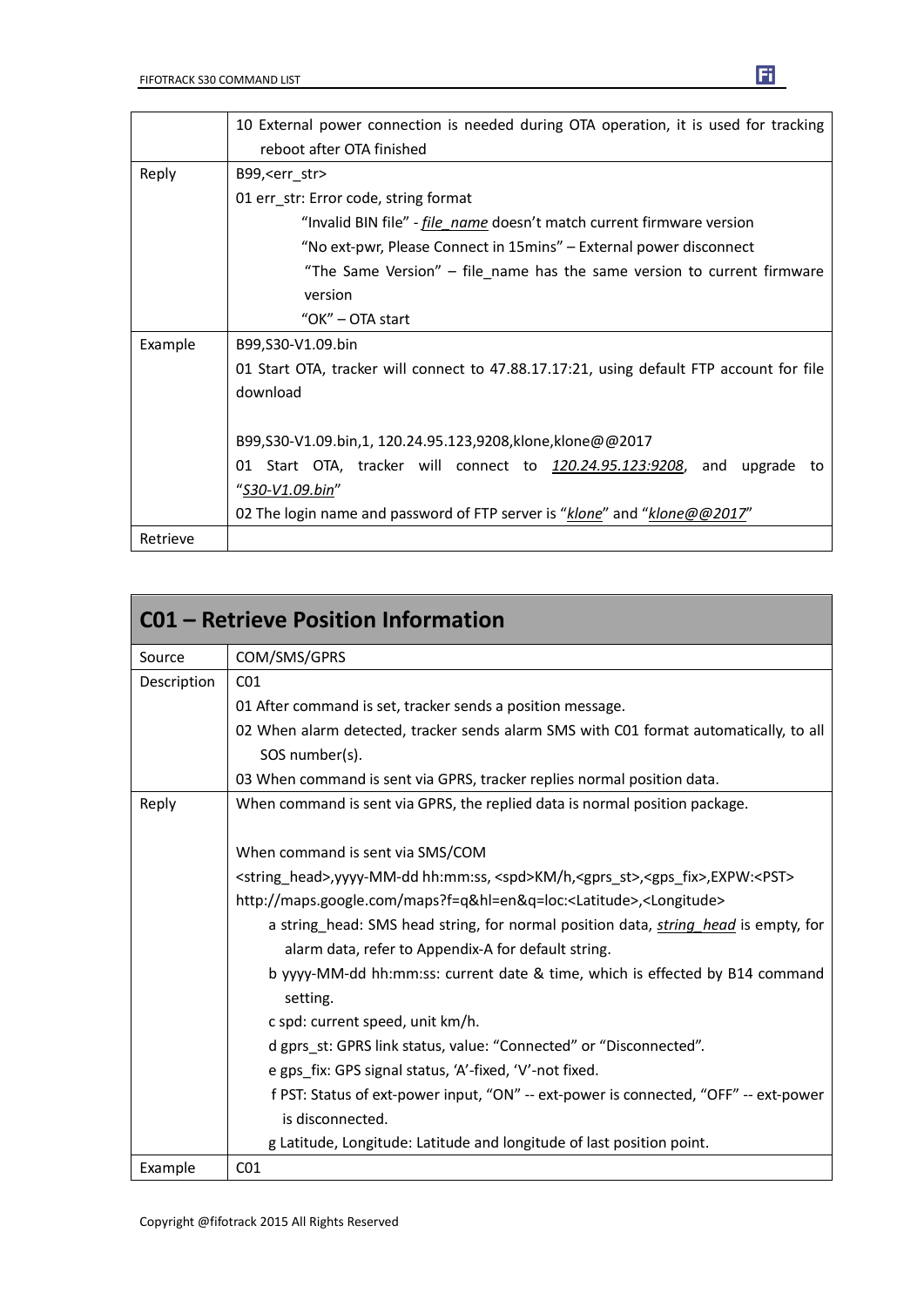| | |
|---|---|
| | 10 External power connection is needed during OTA operation, it is used for tracking reboot after OTA finished |
| Reply | B99,<err_str><br>01 err_str: Error code, string format<br>"Invalid BIN file" - *file_name* doesn't match current firmware version<br>"No ext-pwr, Please Connect in 15mins" – External power disconnect<br>"The Same Version" – file_name has the same version to current firmware version<br>"OK" – OTA start |
| Example | B99,S30-V1.09.bin<br>01 Start OTA, tracker will connect to 47.88.17.17:21, using default FTP account for file download<br><br>B99,S30-V1.09.bin,1, 120.24.95.123,9208,klone,klone@@2017<br>01 Start OTA, tracker will connect to *120.24.95.123:9208*, and upgrade to "*S30-V1.09.bin*"<br>02 The login name and password of FTP server is "*klone*" and "*klone@@2017*" |
| Retrieve | |

## C01 – Retrieve Position Information

| | |
|---|---|
| Source | COM/SMS/GPRS |
| Description | C01<br>01 After command is set, tracker sends a position message.<br>02 When alarm detected, tracker sends alarm SMS with C01 format automatically, to all SOS number(s).<br>03 When command is sent via GPRS, tracker replies normal position data. |
| Reply | When command is sent via GPRS, the replied data is normal position package.<br><br>When command is sent via SMS/COM<br><string_head>,yyyy-MM-dd hh:mm:ss, <spd>KM/h,<gprs_st>,<gps_fix>,EXPW:<PST><br>http://maps.google.com/maps?f=q&hl=en&q=loc:<Latitude>,<Longitude><br>a string_head: SMS head string, for normal position data, *string_head* is empty, for alarm data, refer to Appendix-A for default string.<br>b yyyy-MM-dd hh:mm:ss: current date & time, which is effected by B14 command setting.<br>c spd: current speed, unit km/h.<br>d gprs_st: GPRS link status, value: "Connected" or "Disconnected".<br>e gps_fix: GPS signal status, 'A'-fixed, 'V'-not fixed.<br>f PST: Status of ext-power input, "ON" -- ext-power is connected, "OFF" -- ext-power is disconnected.<br>g Latitude, Longitude: Latitude and longitude of last position point. |
| Example | C01 |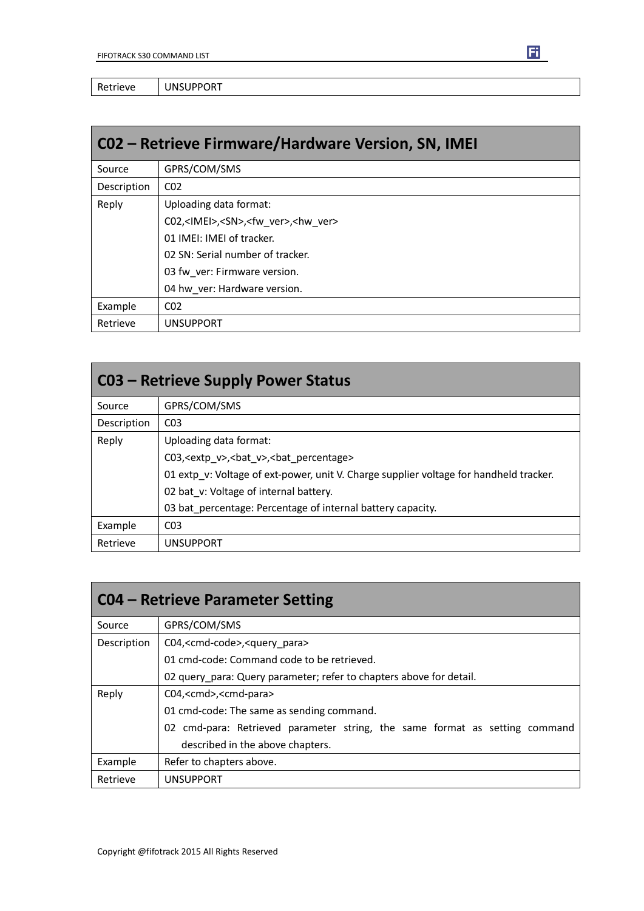| Retrieve | UNSUPPORT |
|---|---|

## C02 – Retrieve Firmware/Hardware Version, SN, IMEI

| | |
|---|---|
| Source | GPRS/COM/SMS |
| Description | C02 |
| Reply | Uploading data format:<br>C02,<IMEI>,<SN>,<fw_ver>,<hw_ver><br>01 IMEI: IMEI of tracker.<br>02 SN: Serial number of tracker.<br>03 fw_ver: Firmware version.<br>04 hw_ver: Hardware version. |
| Example | C02 |
| Retrieve | UNSUPPORT |

## C03 – Retrieve Supply Power Status

| | |
|---|---|
| Source | GPRS/COM/SMS |
| Description | C03 |
| Reply | Uploading data format:<br>C03,<extp_v>,<bat_v>,<bat_percentage><br>01 extp_v: Voltage of ext-power, unit V. Charge supplier voltage for handheld tracker.<br>02 bat_v: Voltage of internal battery.<br>03 bat_percentage: Percentage of internal battery capacity. |
| Example | C03 |
| Retrieve | UNSUPPORT |

## C04 – Retrieve Parameter Setting

| | |
|---|---|
| Source | GPRS/COM/SMS |
| Description | C04,<cmd-code>,<query_para><br>01 cmd-code: Command code to be retrieved.<br>02 query_para: Query parameter; refer to chapters above for detail. |
| Reply | C04,<cmd>,<cmd-para><br>01 cmd-code: The same as sending command.<br>02 cmd-para: Retrieved parameter string, the same format as setting command described in the above chapters. |
| Example | Refer to chapters above. |
| Retrieve | UNSUPPORT |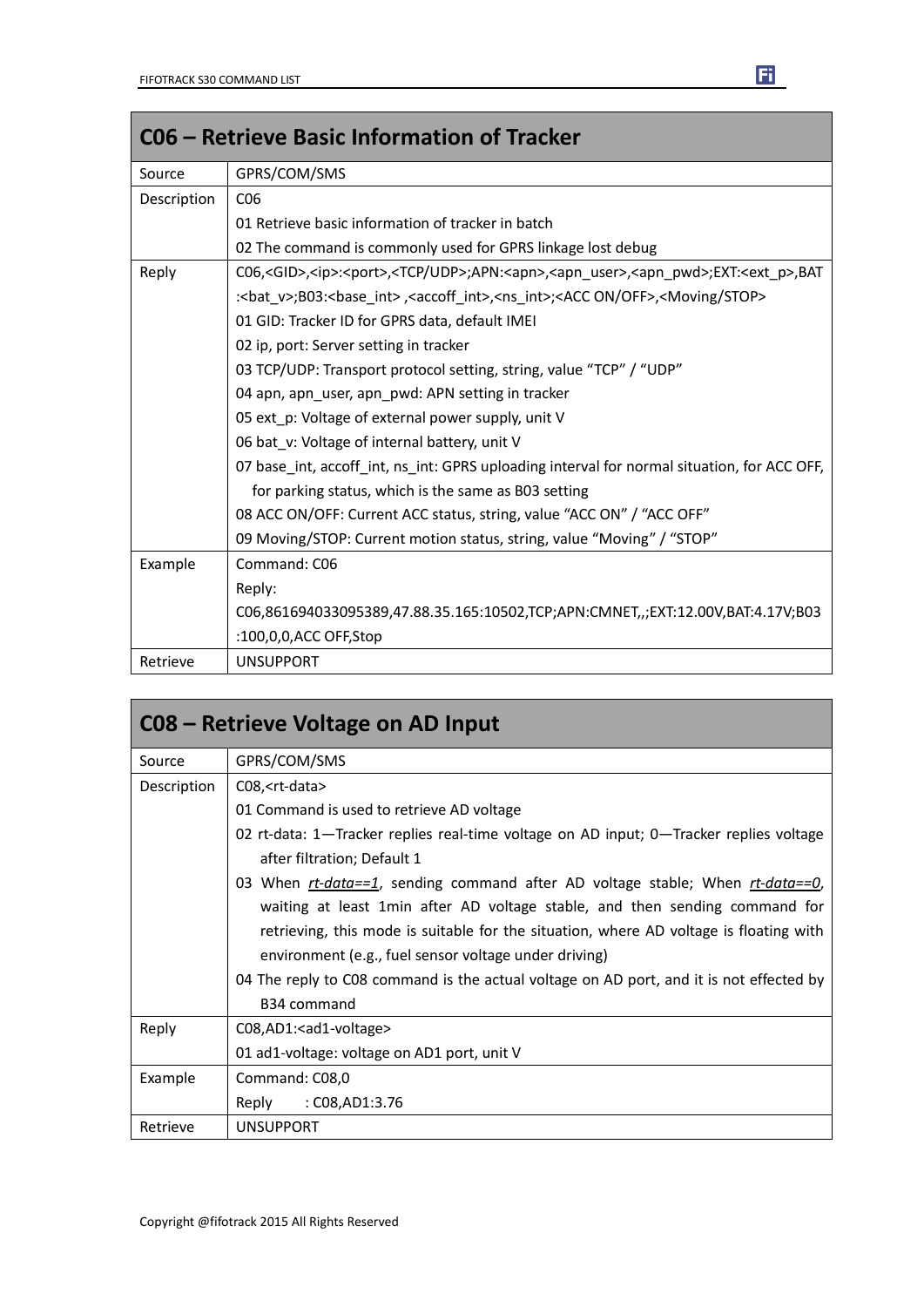## C06 – Retrieve Basic Information of Tracker

| | |
|---|---|
| Source | GPRS/COM/SMS |
| Description | C06<br>01 Retrieve basic information of tracker in batch<br>02 The command is commonly used for GPRS linkage lost debug |
| Reply | C06,<GID>,<ip>:<port>,<TCP/UDP>;APN:<apn>,<apn_user>,<apn_pwd>;EXT:<ext_p>,BAT:<bat_v>;B03:<base_int> ,<accoff_int>,<ns_int>;<ACC ON/OFF>,<Moving/STOP><br>01 GID: Tracker ID for GPRS data, default IMEI<br>02 ip, port: Server setting in tracker<br>03 TCP/UDP: Transport protocol setting, string, value "TCP" / "UDP"<br>04 apn, apn_user, apn_pwd: APN setting in tracker<br>05 ext_p: Voltage of external power supply, unit V<br>06 bat_v: Voltage of internal battery, unit V<br>07 base_int, accoff_int, ns_int: GPRS uploading interval for normal situation, for ACC OFF, for parking status, which is the same as B03 setting<br>08 ACC ON/OFF: Current ACC status, string, value "ACC ON" / "ACC OFF"<br>09 Moving/STOP: Current motion status, string, value "Moving" / "STOP" |
| Example | Command: C06<br>Reply:<br>C06,861694033095389,47.88.35.165:10502,TCP;APN:CMNET,,;EXT:12.00V,BAT:4.17V;B03:100,0,0,ACC OFF,Stop |
| Retrieve | UNSUPPORT |

## C08 – Retrieve Voltage on AD Input

| | |
|---|---|
| Source | GPRS/COM/SMS |
| Description | C08,<rt-data><br>01 Command is used to retrieve AD voltage<br>02 rt-data: 1—Tracker replies real-time voltage on AD input; 0—Tracker replies voltage after filtration; Default 1<br>03 When *rt-data==1*, sending command after AD voltage stable; When *rt-data==0*, waiting at least 1min after AD voltage stable, and then sending command for retrieving, this mode is suitable for the situation, where AD voltage is floating with environment (e.g., fuel sensor voltage under driving)<br>04 The reply to C08 command is the actual voltage on AD port, and it is not effected by B34 command |
| Reply | C08,AD1:<ad1-voltage><br>01 ad1-voltage: voltage on AD1 port, unit V |
| Example | Command: C08,0<br>Reply : C08,AD1:3.76 |
| Retrieve | UNSUPPORT |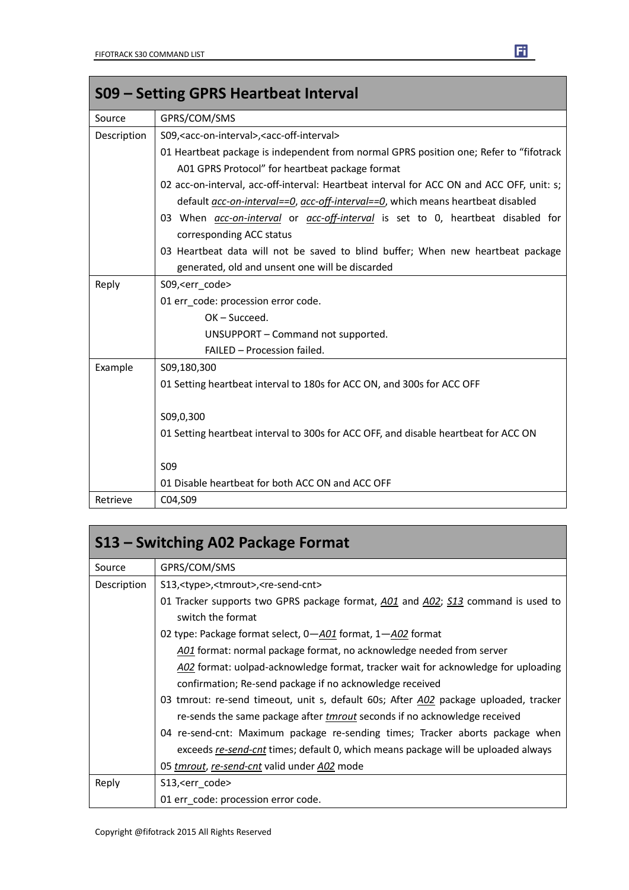| S09 – Setting GPRS Heartbeat Interval | |
|---|---|
| Source | GPRS/COM/SMS |
| Description | S09,<acc-on-interval>,<acc-off-interval><br>01 Heartbeat package is independent from normal GPRS position one; Refer to "fifotrack A01 GPRS Protocol" for heartbeat package format<br>02 acc-on-interval, acc-off-interval: Heartbeat interval for ACC ON and ACC OFF, unit: s; default *acc-on-interval==0*, *acc-off-interval==0*, which means heartbeat disabled<br>03 When *acc-on-interval* or *acc-off-interval* is set to 0, heartbeat disabled for corresponding ACC status<br>03 Heartbeat data will not be saved to blind buffer; When new heartbeat package generated, old and unsent one will be discarded |
| Reply | S09,<err_code><br>01 err_code: procession error code.<br>OK – Succeed.<br>UNSUPPORT – Command not supported.<br>FAILED – Procession failed. |
| Example | S09,180,300<br>01 Setting heartbeat interval to 180s for ACC ON, and 300s for ACC OFF<br><br>S09,0,300<br>01 Setting heartbeat interval to 300s for ACC OFF, and disable heartbeat for ACC ON<br><br>S09<br>01 Disable heartbeat for both ACC ON and ACC OFF |
| Retrieve | C04,S09 |

| S13 – Switching A02 Package Format | |
|---|---|
| Source | GPRS/COM/SMS |
| Description | S13,<type>,<tmrout>,<re-send-cnt><br>01 Tracker supports two GPRS package format, *A01* and *A02*; *S13* command is used to switch the format<br>02 type: Package format select, 0—*A01* format, 1—*A02* format<br>*A01* format: normal package format, no acknowledge needed from server<br>*A02* format: uolpad-acknowledge format, tracker wait for acknowledge for uploading confirmation; Re-send package if no acknowledge received<br>03 tmrout: re-send timeout, unit s, default 60s; After *A02* package uploaded, tracker re-sends the same package after *tmrout* seconds if no acknowledge received<br>04 re-send-cnt: Maximum package re-sending times; Tracker aborts package when exceeds *re-send-cnt* times; default 0, which means package will be uploaded always<br>05 *tmrout*, *re-send-cnt* valid under *A02* mode |
| Reply | S13,<err_code><br>01 err_code: procession error code. |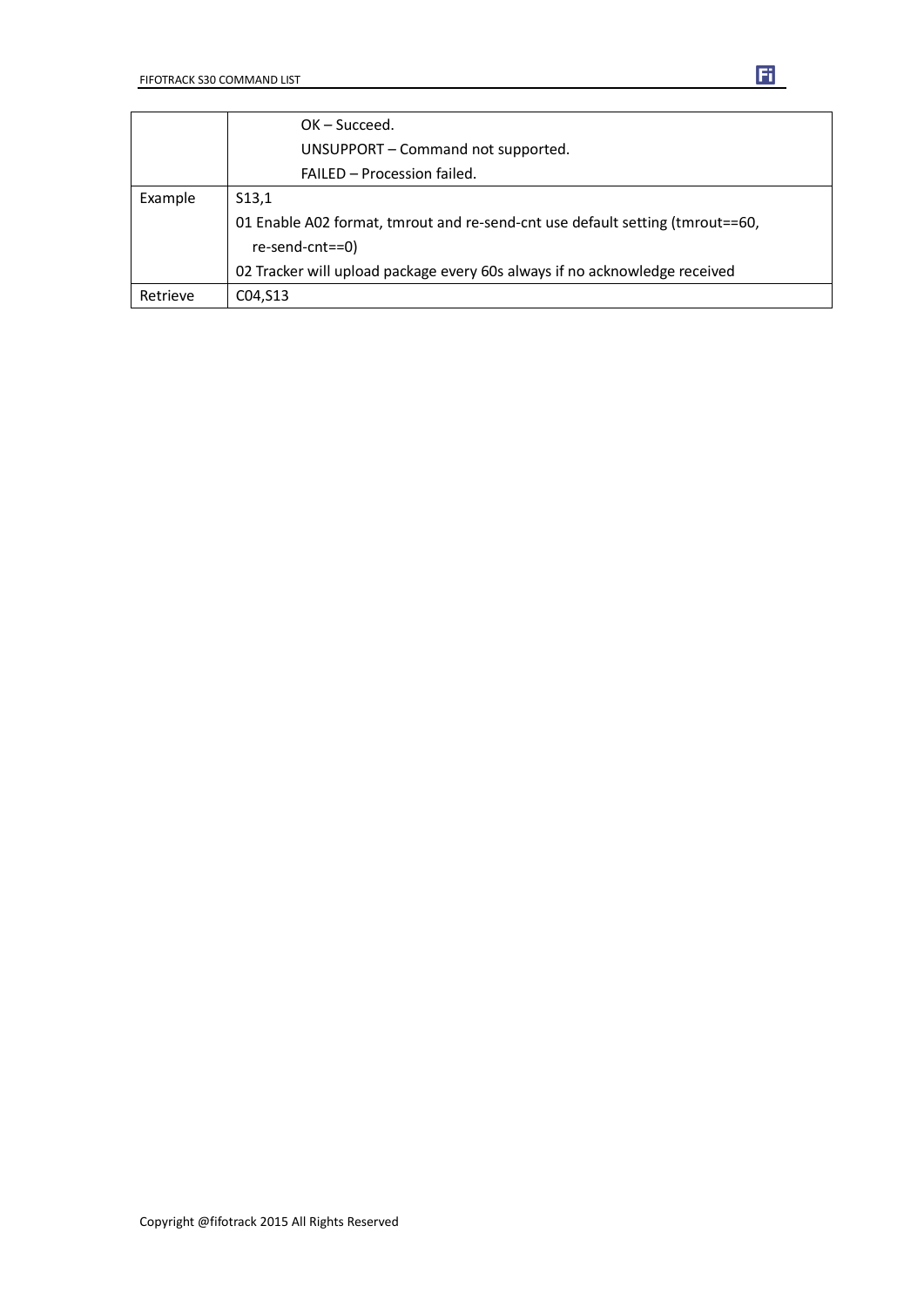| | |
|---|---|
| | OK – Succeed.<br>UNSUPPORT – Command not supported.<br>FAILED – Procession failed. |
| Example | S13,1<br>01 Enable A02 format, tmrout and re-send-cnt use default setting (tmrout==60, re-send-cnt==0)<br>02 Tracker will upload package every 60s always if no acknowledge received |
| Retrieve | C04,S13 |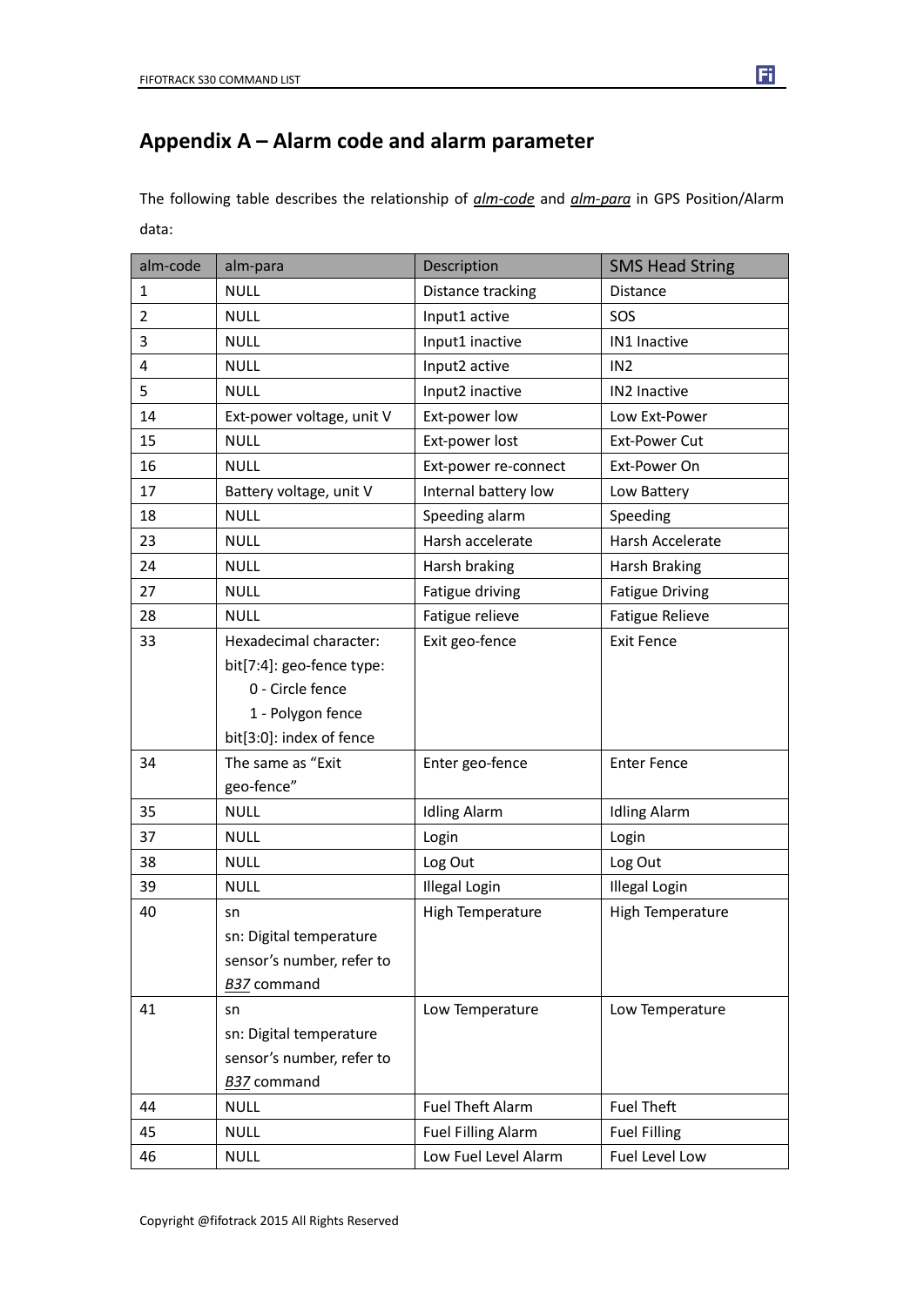## Appendix A – Alarm code and alarm parameter

The following table describes the relationship of *alm-code* and *alm-para* in GPS Position/Alarm data:

| alm-code | alm-para | Description | SMS Head String |
|---|---|---|---|
| 1 | NULL | Distance tracking | Distance |
| 2 | NULL | Input1 active | SOS |
| 3 | NULL | Input1 inactive | IN1 Inactive |
| 4 | NULL | Input2 active | IN2 |
| 5 | NULL | Input2 inactive | IN2 Inactive |
| 14 | Ext-power voltage, unit V | Ext-power low | Low Ext-Power |
| 15 | NULL | Ext-power lost | Ext-Power Cut |
| 16 | NULL | Ext-power re-connect | Ext-Power On |
| 17 | Battery voltage, unit V | Internal battery low | Low Battery |
| 18 | NULL | Speeding alarm | Speeding |
| 23 | NULL | Harsh accelerate | Harsh Accelerate |
| 24 | NULL | Harsh braking | Harsh Braking |
| 27 | NULL | Fatigue driving | Fatigue Driving |
| 28 | NULL | Fatigue relieve | Fatigue Relieve |
| 33 | Hexadecimal character:<br>bit[7:4]: geo-fence type:<br>0 - Circle fence<br>1 - Polygon fence<br>bit[3:0]: index of fence | Exit geo-fence | Exit Fence |
| 34 | The same as "Exit geo-fence" | Enter geo-fence | Enter Fence |
| 35 | NULL | Idling Alarm | Idling Alarm |
| 37 | NULL | Login | Login |
| 38 | NULL | Log Out | Log Out |
| 39 | NULL | Illegal Login | Illegal Login |
| 40 | sn<br>sn: Digital temperature sensor's number, refer to *B37* command | High Temperature | High Temperature |
| 41 | sn<br>sn: Digital temperature sensor's number, refer to *B37* command | Low Temperature | Low Temperature |
| 44 | NULL | Fuel Theft Alarm | Fuel Theft |
| 45 | NULL | Fuel Filling Alarm | Fuel Filling |
| 46 | NULL | Low Fuel Level Alarm | Fuel Level Low |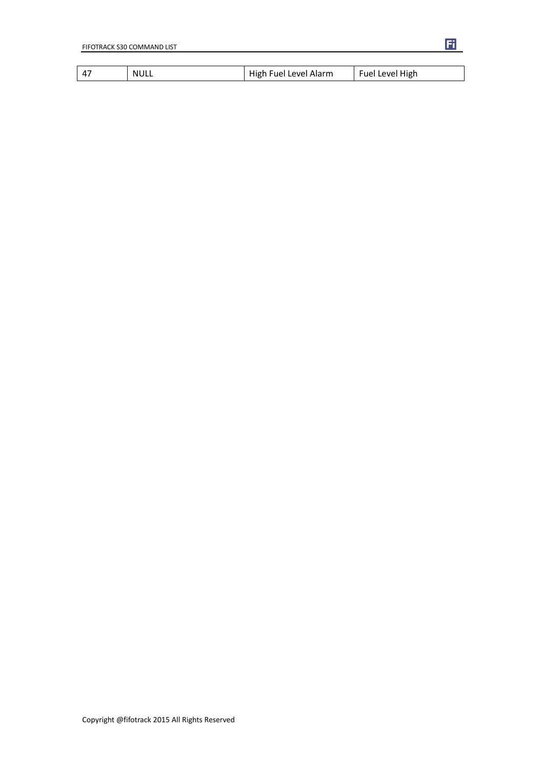| | | | |
|---|---|---|---|
| 47 | NULL | High Fuel Level Alarm | Fuel Level High |